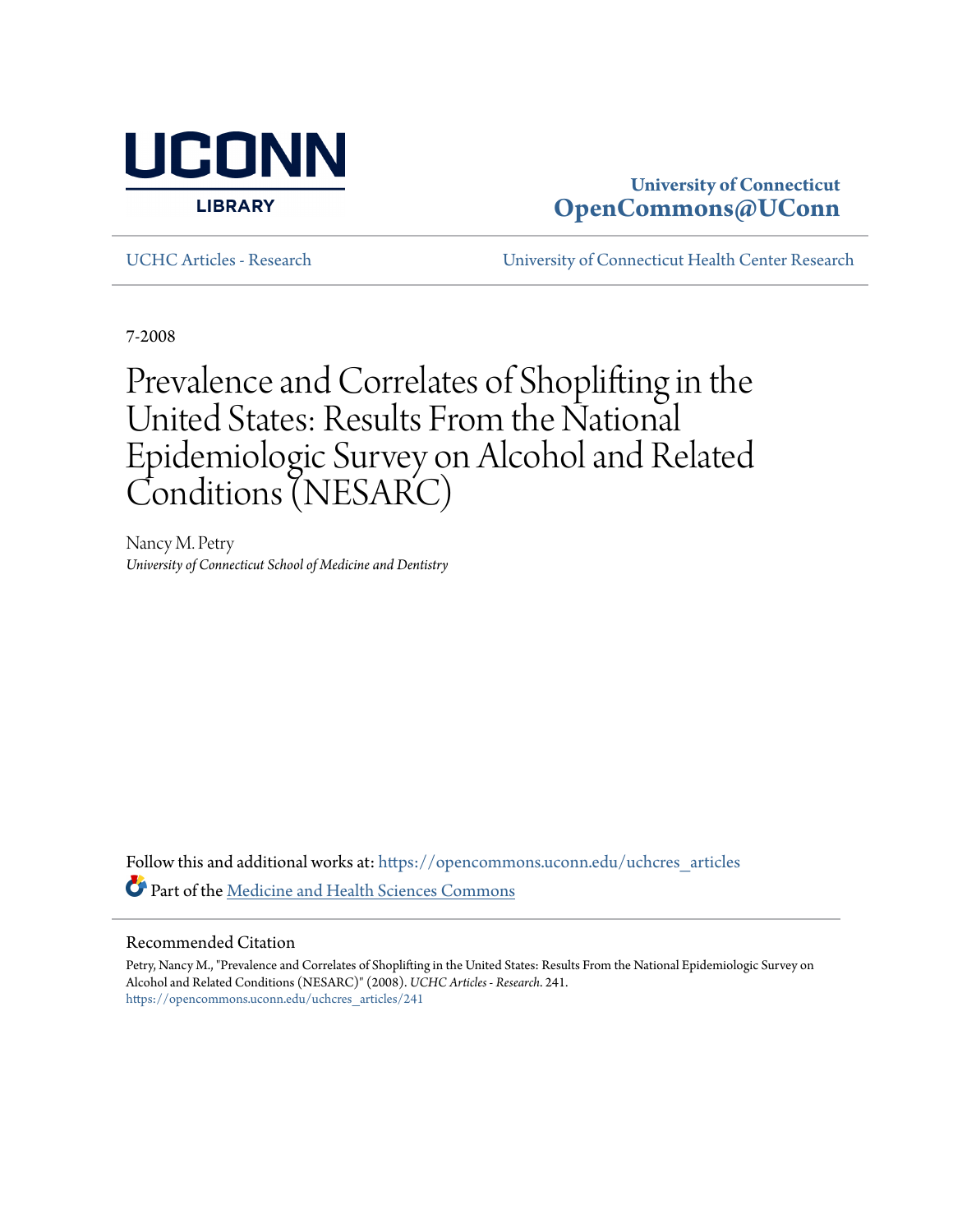UCONN LIBRARY

**University of Connecticut**
**OpenCommons@UConn**

UCHC Articles - Research | University of Connecticut Health Center Research

7-2008

# Prevalence and Correlates of Shoplifting in the United States: Results From the National Epidemiologic Survey on Alcohol and Related Conditions (NESARC)

Nancy M. Petry
*University of Connecticut School of Medicine and Dentistry*

Follow this and additional works at: https://opencommons.uconn.edu/uchcres_articles

Part of the Medicine and Health Sciences Commons

## Recommended Citation

Petry, Nancy M., "Prevalence and Correlates of Shoplifting in the United States: Results From the National Epidemiologic Survey on Alcohol and Related Conditions (NESARC)" (2008). *UCHC Articles - Research*. 241.
https://opencommons.uconn.edu/uchcres_articles/241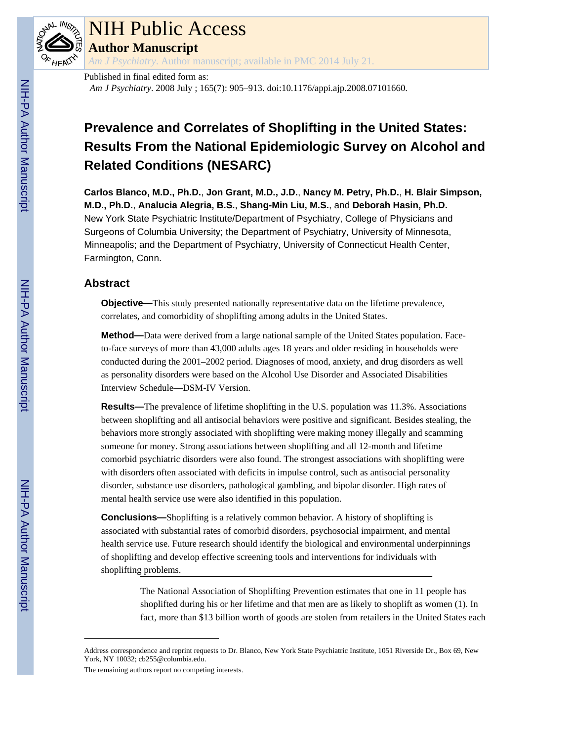Published in final edited form as:

*Am J Psychiatry*. 2008 July ; 165(7): 905–913. doi:10.1176/appi.ajp.2008.07101660.

# Prevalence and Correlates of Shoplifting in the United States: Results From the National Epidemiologic Survey on Alcohol and Related Conditions (NESARC)

**Carlos Blanco, M.D., Ph.D.**, **Jon Grant, M.D., J.D.**, **Nancy M. Petry, Ph.D.**, **H. Blair Simpson, M.D., Ph.D.**, **Analucia Alegria, B.S.**, **Shang-Min Liu, M.S.**, and **Deborah Hasin, Ph.D.**

New York State Psychiatric Institute/Department of Psychiatry, College of Physicians and Surgeons of Columbia University; the Department of Psychiatry, University of Minnesota, Minneapolis; and the Department of Psychiatry, University of Connecticut Health Center, Farmington, Conn.

## Abstract

**Objective—**This study presented nationally representative data on the lifetime prevalence, correlates, and comorbidity of shoplifting among adults in the United States.

**Method—**Data were derived from a large national sample of the United States population. Face-to-face surveys of more than 43,000 adults ages 18 years and older residing in households were conducted during the 2001–2002 period. Diagnoses of mood, anxiety, and drug disorders as well as personality disorders were based on the Alcohol Use Disorder and Associated Disabilities Interview Schedule—DSM-IV Version.

**Results—**The prevalence of lifetime shoplifting in the U.S. population was 11.3%. Associations between shoplifting and all antisocial behaviors were positive and significant. Besides stealing, the behaviors more strongly associated with shoplifting were making money illegally and scamming someone for money. Strong associations between shoplifting and all 12-month and lifetime comorbid psychiatric disorders were also found. The strongest associations with shoplifting were with disorders often associated with deficits in impulse control, such as antisocial personality disorder, substance use disorders, pathological gambling, and bipolar disorder. High rates of mental health service use were also identified in this population.

**Conclusions—**Shoplifting is a relatively common behavior. A history of shoplifting is associated with substantial rates of comorbid disorders, psychosocial impairment, and mental health service use. Future research should identify the biological and environmental underpinnings of shoplifting and develop effective screening tools and interventions for individuals with shoplifting problems.

---

The National Association of Shoplifting Prevention estimates that one in 11 people has shoplifted during his or her lifetime and that men are as likely to shoplift as women (1). In fact, more than $13 billion worth of goods are stolen from retailers in the United States each

---

Address correspondence and reprint requests to Dr. Blanco, New York State Psychiatric Institute, 1051 Riverside Dr., Box 69, New York, NY 10032; cb255@columbia.edu.

The remaining authors report no competing interests.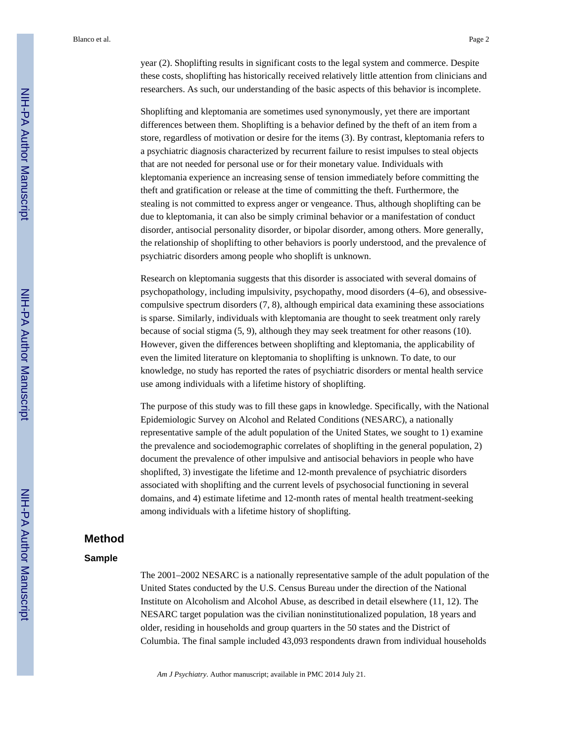year (2). Shoplifting results in significant costs to the legal system and commerce. Despite these costs, shoplifting has historically received relatively little attention from clinicians and researchers. As such, our understanding of the basic aspects of this behavior is incomplete.

Shoplifting and kleptomania are sometimes used synonymously, yet there are important differences between them. Shoplifting is a behavior defined by the theft of an item from a store, regardless of motivation or desire for the items (3). By contrast, kleptomania refers to a psychiatric diagnosis characterized by recurrent failure to resist impulses to steal objects that are not needed for personal use or for their monetary value. Individuals with kleptomania experience an increasing sense of tension immediately before committing the theft and gratification or release at the time of committing the theft. Furthermore, the stealing is not committed to express anger or vengeance. Thus, although shoplifting can be due to kleptomania, it can also be simply criminal behavior or a manifestation of conduct disorder, antisocial personality disorder, or bipolar disorder, among others. More generally, the relationship of shoplifting to other behaviors is poorly understood, and the prevalence of psychiatric disorders among people who shoplift is unknown.

Research on kleptomania suggests that this disorder is associated with several domains of psychopathology, including impulsivity, psychopathy, mood disorders (4–6), and obsessive-compulsive spectrum disorders (7, 8), although empirical data examining these associations is sparse. Similarly, individuals with kleptomania are thought to seek treatment only rarely because of social stigma (5, 9), although they may seek treatment for other reasons (10). However, given the differences between shoplifting and kleptomania, the applicability of even the limited literature on kleptomania to shoplifting is unknown. To date, to our knowledge, no study has reported the rates of psychiatric disorders or mental health service use among individuals with a lifetime history of shoplifting.

The purpose of this study was to fill these gaps in knowledge. Specifically, with the National Epidemiologic Survey on Alcohol and Related Conditions (NESARC), a nationally representative sample of the adult population of the United States, we sought to 1) examine the prevalence and sociodemographic correlates of shoplifting in the general population, 2) document the prevalence of other impulsive and antisocial behaviors in people who have shoplifted, 3) investigate the lifetime and 12-month prevalence of psychiatric disorders associated with shoplifting and the current levels of psychosocial functioning in several domains, and 4) estimate lifetime and 12-month rates of mental health treatment-seeking among individuals with a lifetime history of shoplifting.

## Method

### Sample

The 2001–2002 NESARC is a nationally representative sample of the adult population of the United States conducted by the U.S. Census Bureau under the direction of the National Institute on Alcoholism and Alcohol Abuse, as described in detail elsewhere (11, 12). The NESARC target population was the civilian noninstitutionalized population, 18 years and older, residing in households and group quarters in the 50 states and the District of Columbia. The final sample included 43,093 respondents drawn from individual households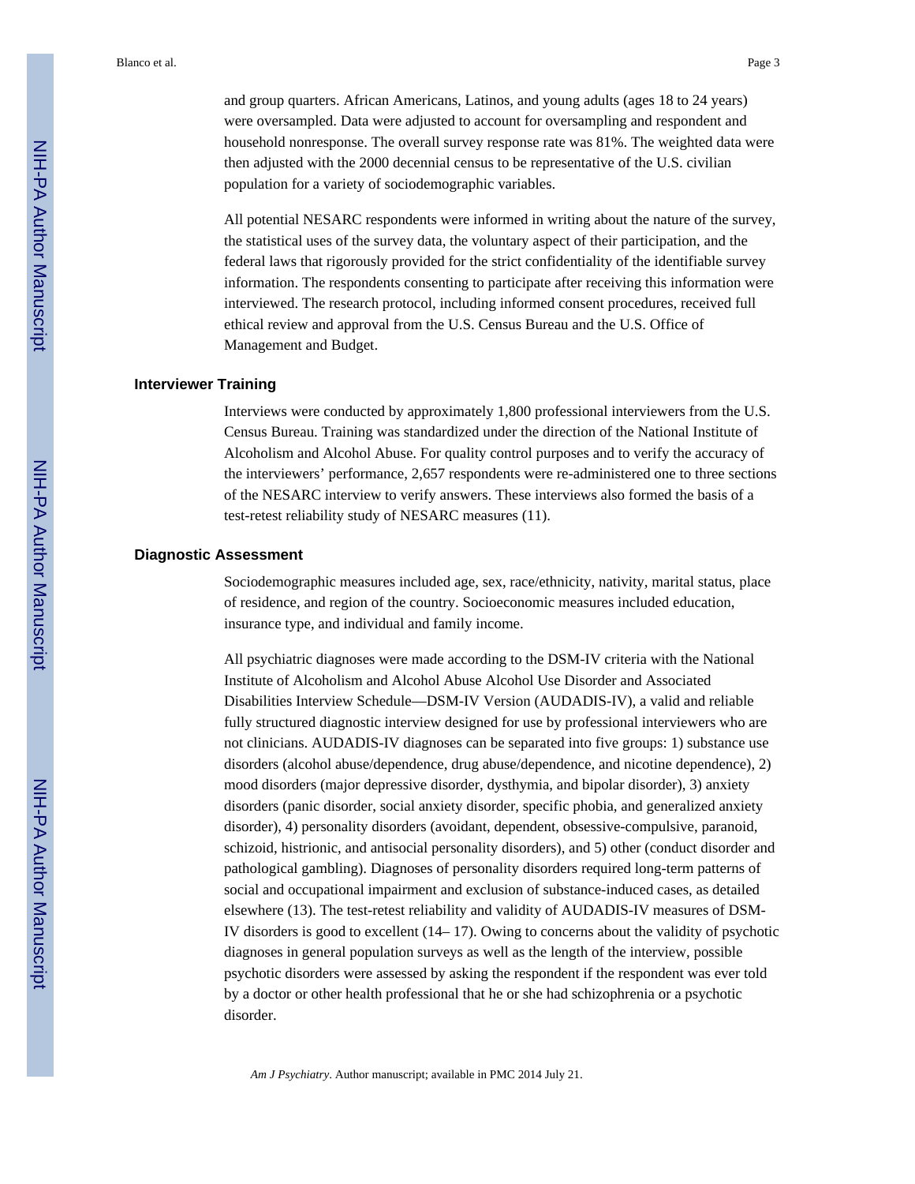and group quarters. African Americans, Latinos, and young adults (ages 18 to 24 years) were oversampled. Data were adjusted to account for oversampling and respondent and household nonresponse. The overall survey response rate was 81%. The weighted data were then adjusted with the 2000 decennial census to be representative of the U.S. civilian population for a variety of sociodemographic variables.

All potential NESARC respondents were informed in writing about the nature of the survey, the statistical uses of the survey data, the voluntary aspect of their participation, and the federal laws that rigorously provided for the strict confidentiality of the identifiable survey information. The respondents consenting to participate after receiving this information were interviewed. The research protocol, including informed consent procedures, received full ethical review and approval from the U.S. Census Bureau and the U.S. Office of Management and Budget.

### Interviewer Training

Interviews were conducted by approximately 1,800 professional interviewers from the U.S. Census Bureau. Training was standardized under the direction of the National Institute of Alcoholism and Alcohol Abuse. For quality control purposes and to verify the accuracy of the interviewers' performance, 2,657 respondents were re-administered one to three sections of the NESARC interview to verify answers. These interviews also formed the basis of a test-retest reliability study of NESARC measures (11).

### Diagnostic Assessment

Sociodemographic measures included age, sex, race/ethnicity, nativity, marital status, place of residence, and region of the country. Socioeconomic measures included education, insurance type, and individual and family income.

All psychiatric diagnoses were made according to the DSM-IV criteria with the National Institute of Alcoholism and Alcohol Abuse Alcohol Use Disorder and Associated Disabilities Interview Schedule—DSM-IV Version (AUDADIS-IV), a valid and reliable fully structured diagnostic interview designed for use by professional interviewers who are not clinicians. AUDADIS-IV diagnoses can be separated into five groups: 1) substance use disorders (alcohol abuse/dependence, drug abuse/dependence, and nicotine dependence), 2) mood disorders (major depressive disorder, dysthymia, and bipolar disorder), 3) anxiety disorders (panic disorder, social anxiety disorder, specific phobia, and generalized anxiety disorder), 4) personality disorders (avoidant, dependent, obsessive-compulsive, paranoid, schizoid, histrionic, and antisocial personality disorders), and 5) other (conduct disorder and pathological gambling). Diagnoses of personality disorders required long-term patterns of social and occupational impairment and exclusion of substance-induced cases, as detailed elsewhere (13). The test-retest reliability and validity of AUDADIS-IV measures of DSM-IV disorders is good to excellent (14– 17). Owing to concerns about the validity of psychotic diagnoses in general population surveys as well as the length of the interview, possible psychotic disorders were assessed by asking the respondent if the respondent was ever told by a doctor or other health professional that he or she had schizophrenia or a psychotic disorder.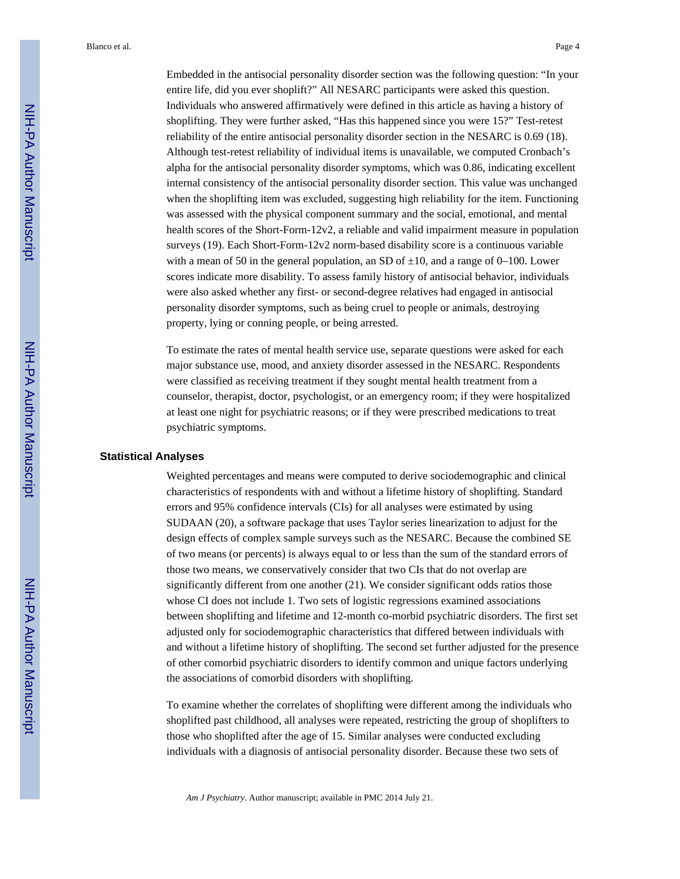Embedded in the antisocial personality disorder section was the following question: "In your entire life, did you ever shoplift?" All NESARC participants were asked this question. Individuals who answered affirmatively were defined in this article as having a history of shoplifting. They were further asked, "Has this happened since you were 15?" Test-retest reliability of the entire antisocial personality disorder section in the NESARC is 0.69 (18). Although test-retest reliability of individual items is unavailable, we computed Cronbach's alpha for the antisocial personality disorder symptoms, which was 0.86, indicating excellent internal consistency of the antisocial personality disorder section. This value was unchanged when the shoplifting item was excluded, suggesting high reliability for the item. Functioning was assessed with the physical component summary and the social, emotional, and mental health scores of the Short-Form-12v2, a reliable and valid impairment measure in population surveys (19). Each Short-Form-12v2 norm-based disability score is a continuous variable with a mean of 50 in the general population, an SD of ±10, and a range of 0–100. Lower scores indicate more disability. To assess family history of antisocial behavior, individuals were also asked whether any first- or second-degree relatives had engaged in antisocial personality disorder symptoms, such as being cruel to people or animals, destroying property, lying or conning people, or being arrested.

To estimate the rates of mental health service use, separate questions were asked for each major substance use, mood, and anxiety disorder assessed in the NESARC. Respondents were classified as receiving treatment if they sought mental health treatment from a counselor, therapist, doctor, psychologist, or an emergency room; if they were hospitalized at least one night for psychiatric reasons; or if they were prescribed medications to treat psychiatric symptoms.

### Statistical Analyses

Weighted percentages and means were computed to derive sociodemographic and clinical characteristics of respondents with and without a lifetime history of shoplifting. Standard errors and 95% confidence intervals (CIs) for all analyses were estimated by using SUDAAN (20), a software package that uses Taylor series linearization to adjust for the design effects of complex sample surveys such as the NESARC. Because the combined SE of two means (or percents) is always equal to or less than the sum of the standard errors of those two means, we conservatively consider that two CIs that do not overlap are significantly different from one another (21). We consider significant odds ratios those whose CI does not include 1. Two sets of logistic regressions examined associations between shoplifting and lifetime and 12-month co-morbid psychiatric disorders. The first set adjusted only for sociodemographic characteristics that differed between individuals with and without a lifetime history of shoplifting. The second set further adjusted for the presence of other comorbid psychiatric disorders to identify common and unique factors underlying the associations of comorbid disorders with shoplifting.

To examine whether the correlates of shoplifting were different among the individuals who shoplifted past childhood, all analyses were repeated, restricting the group of shoplifters to those who shoplifted after the age of 15. Similar analyses were conducted excluding individuals with a diagnosis of antisocial personality disorder. Because these two sets of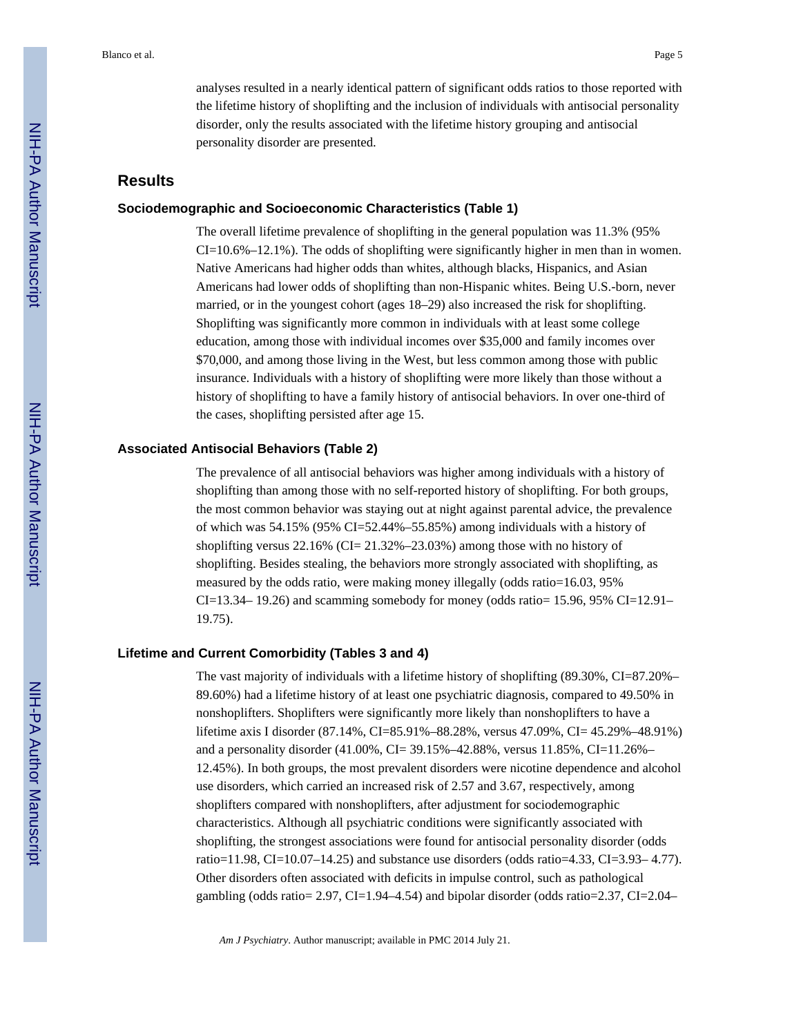analyses resulted in a nearly identical pattern of significant odds ratios to those reported with the lifetime history of shoplifting and the inclusion of individuals with antisocial personality disorder, only the results associated with the lifetime history grouping and antisocial personality disorder are presented.

## Results

### Sociodemographic and Socioeconomic Characteristics (Table 1)

The overall lifetime prevalence of shoplifting in the general population was 11.3% (95% CI=10.6%–12.1%). The odds of shoplifting were significantly higher in men than in women. Native Americans had higher odds than whites, although blacks, Hispanics, and Asian Americans had lower odds of shoplifting than non-Hispanic whites. Being U.S.-born, never married, or in the youngest cohort (ages 18–29) also increased the risk for shoplifting. Shoplifting was significantly more common in individuals with at least some college education, among those with individual incomes over $35,000 and family incomes over $70,000, and among those living in the West, but less common among those with public insurance. Individuals with a history of shoplifting were more likely than those without a history of shoplifting to have a family history of antisocial behaviors. In over one-third of the cases, shoplifting persisted after age 15.

### Associated Antisocial Behaviors (Table 2)

The prevalence of all antisocial behaviors was higher among individuals with a history of shoplifting than among those with no self-reported history of shoplifting. For both groups, the most common behavior was staying out at night against parental advice, the prevalence of which was 54.15% (95% CI=52.44%–55.85%) among individuals with a history of shoplifting versus 22.16% (CI= 21.32%–23.03%) among those with no history of shoplifting. Besides stealing, the behaviors more strongly associated with shoplifting, as measured by the odds ratio, were making money illegally (odds ratio=16.03, 95% CI=13.34– 19.26) and scamming somebody for money (odds ratio= 15.96, 95% CI=12.91– 19.75).

### Lifetime and Current Comorbidity (Tables 3 and 4)

The vast majority of individuals with a lifetime history of shoplifting (89.30%, CI=87.20%– 89.60%) had a lifetime history of at least one psychiatric diagnosis, compared to 49.50% in nonshoplifters. Shoplifters were significantly more likely than nonshoplifters to have a lifetime axis I disorder (87.14%, CI=85.91%–88.28%, versus 47.09%, CI= 45.29%–48.91%) and a personality disorder (41.00%, CI= 39.15%–42.88%, versus 11.85%, CI=11.26%– 12.45%). In both groups, the most prevalent disorders were nicotine dependence and alcohol use disorders, which carried an increased risk of 2.57 and 3.67, respectively, among shoplifters compared with nonshoplifters, after adjustment for sociodemographic characteristics. Although all psychiatric conditions were significantly associated with shoplifting, the strongest associations were found for antisocial personality disorder (odds ratio=11.98, CI=10.07–14.25) and substance use disorders (odds ratio=4.33, CI=3.93– 4.77). Other disorders often associated with deficits in impulse control, such as pathological gambling (odds ratio= 2.97, CI=1.94–4.54) and bipolar disorder (odds ratio=2.37, CI=2.04–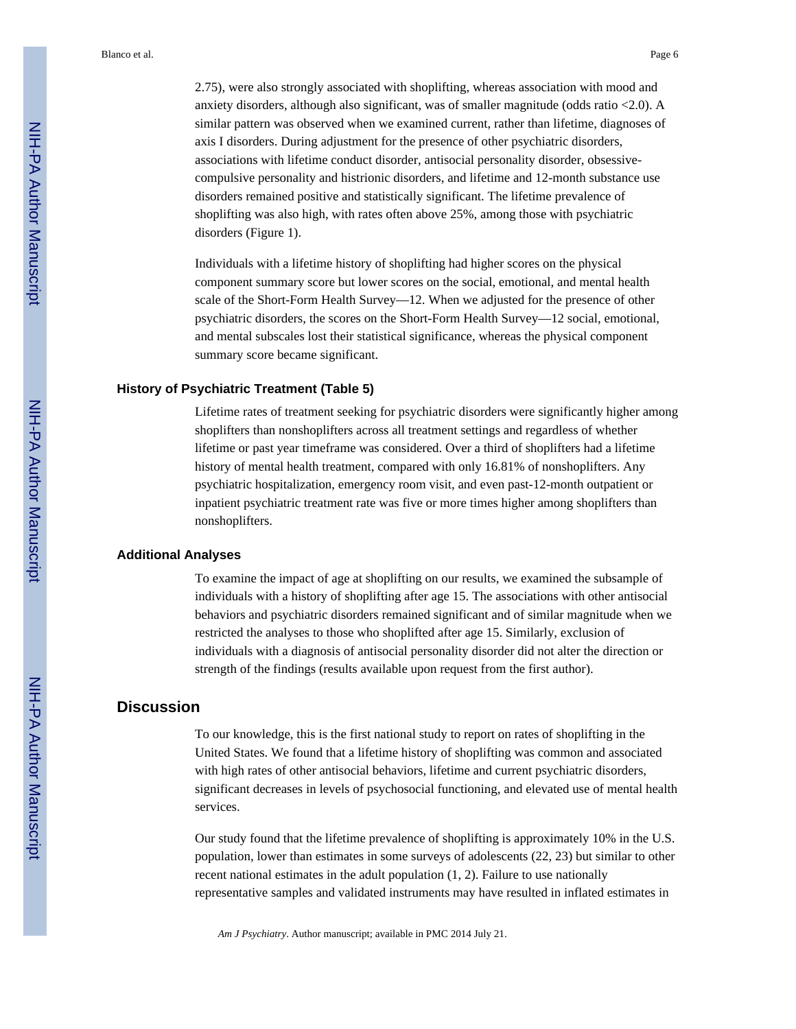2.75), were also strongly associated with shoplifting, whereas association with mood and anxiety disorders, although also significant, was of smaller magnitude (odds ratio <2.0). A similar pattern was observed when we examined current, rather than lifetime, diagnoses of axis I disorders. During adjustment for the presence of other psychiatric disorders, associations with lifetime conduct disorder, antisocial personality disorder, obsessive-compulsive personality and histrionic disorders, and lifetime and 12-month substance use disorders remained positive and statistically significant. The lifetime prevalence of shoplifting was also high, with rates often above 25%, among those with psychiatric disorders (Figure 1).

Individuals with a lifetime history of shoplifting had higher scores on the physical component summary score but lower scores on the social, emotional, and mental health scale of the Short-Form Health Survey—12. When we adjusted for the presence of other psychiatric disorders, the scores on the Short-Form Health Survey—12 social, emotional, and mental subscales lost their statistical significance, whereas the physical component summary score became significant.

### History of Psychiatric Treatment (Table 5)

Lifetime rates of treatment seeking for psychiatric disorders were significantly higher among shoplifters than nonshoplifters across all treatment settings and regardless of whether lifetime or past year timeframe was considered. Over a third of shoplifters had a lifetime history of mental health treatment, compared with only 16.81% of nonshoplifters. Any psychiatric hospitalization, emergency room visit, and even past-12-month outpatient or inpatient psychiatric treatment rate was five or more times higher among shoplifters than nonshoplifters.

### Additional Analyses

To examine the impact of age at shoplifting on our results, we examined the subsample of individuals with a history of shoplifting after age 15. The associations with other antisocial behaviors and psychiatric disorders remained significant and of similar magnitude when we restricted the analyses to those who shoplifted after age 15. Similarly, exclusion of individuals with a diagnosis of antisocial personality disorder did not alter the direction or strength of the findings (results available upon request from the first author).

## Discussion

To our knowledge, this is the first national study to report on rates of shoplifting in the United States. We found that a lifetime history of shoplifting was common and associated with high rates of other antisocial behaviors, lifetime and current psychiatric disorders, significant decreases in levels of psychosocial functioning, and elevated use of mental health services.

Our study found that the lifetime prevalence of shoplifting is approximately 10% in the U.S. population, lower than estimates in some surveys of adolescents (22, 23) but similar to other recent national estimates in the adult population (1, 2). Failure to use nationally representative samples and validated instruments may have resulted in inflated estimates in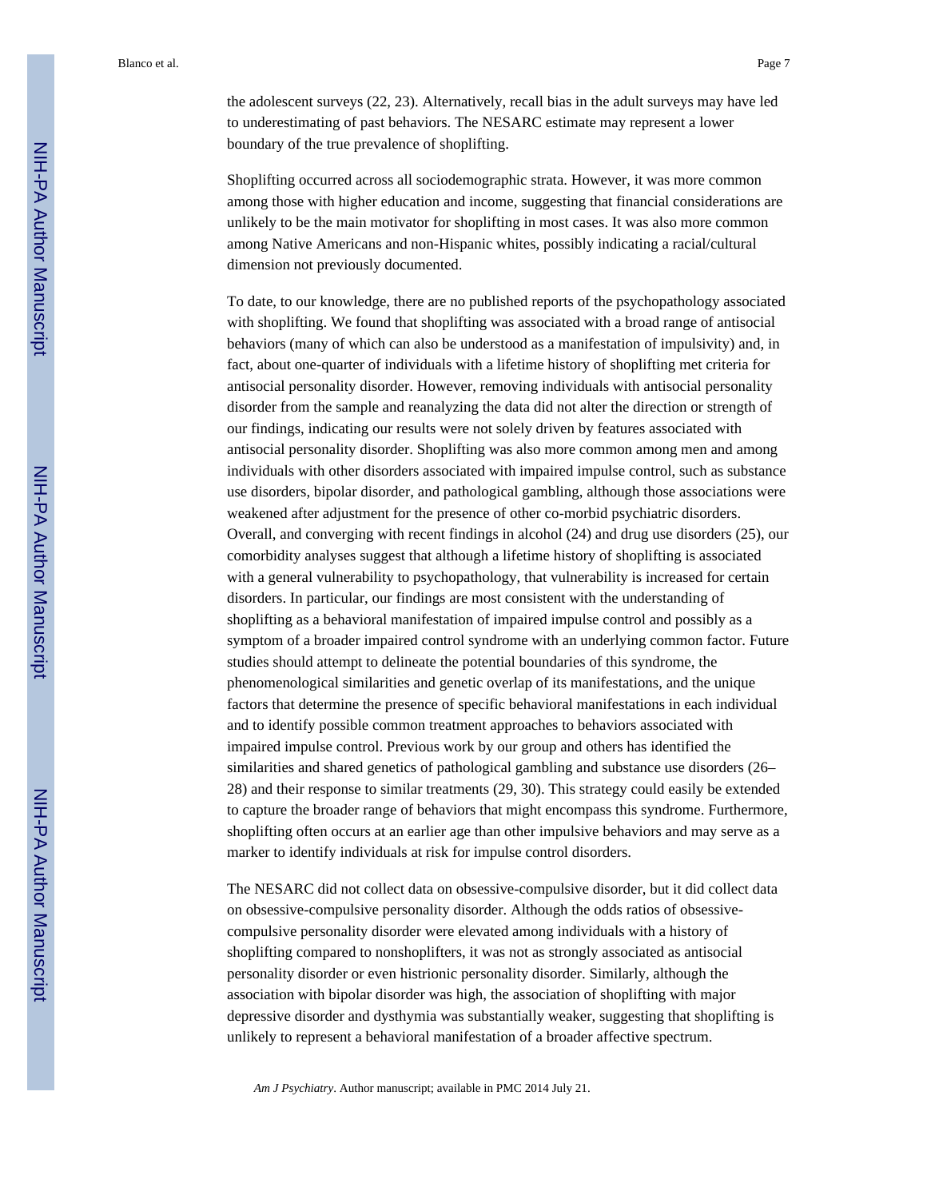the adolescent surveys (22, 23). Alternatively, recall bias in the adult surveys may have led to underestimating of past behaviors. The NESARC estimate may represent a lower boundary of the true prevalence of shoplifting.

Shoplifting occurred across all sociodemographic strata. However, it was more common among those with higher education and income, suggesting that financial considerations are unlikely to be the main motivator for shoplifting in most cases. It was also more common among Native Americans and non-Hispanic whites, possibly indicating a racial/cultural dimension not previously documented.

To date, to our knowledge, there are no published reports of the psychopathology associated with shoplifting. We found that shoplifting was associated with a broad range of antisocial behaviors (many of which can also be understood as a manifestation of impulsivity) and, in fact, about one-quarter of individuals with a lifetime history of shoplifting met criteria for antisocial personality disorder. However, removing individuals with antisocial personality disorder from the sample and reanalyzing the data did not alter the direction or strength of our findings, indicating our results were not solely driven by features associated with antisocial personality disorder. Shoplifting was also more common among men and among individuals with other disorders associated with impaired impulse control, such as substance use disorders, bipolar disorder, and pathological gambling, although those associations were weakened after adjustment for the presence of other co-morbid psychiatric disorders. Overall, and converging with recent findings in alcohol (24) and drug use disorders (25), our comorbidity analyses suggest that although a lifetime history of shoplifting is associated with a general vulnerability to psychopathology, that vulnerability is increased for certain disorders. In particular, our findings are most consistent with the understanding of shoplifting as a behavioral manifestation of impaired impulse control and possibly as a symptom of a broader impaired control syndrome with an underlying common factor. Future studies should attempt to delineate the potential boundaries of this syndrome, the phenomenological similarities and genetic overlap of its manifestations, and the unique factors that determine the presence of specific behavioral manifestations in each individual and to identify possible common treatment approaches to behaviors associated with impaired impulse control. Previous work by our group and others has identified the similarities and shared genetics of pathological gambling and substance use disorders (26–28) and their response to similar treatments (29, 30). This strategy could easily be extended to capture the broader range of behaviors that might encompass this syndrome. Furthermore, shoplifting often occurs at an earlier age than other impulsive behaviors and may serve as a marker to identify individuals at risk for impulse control disorders.

The NESARC did not collect data on obsessive-compulsive disorder, but it did collect data on obsessive-compulsive personality disorder. Although the odds ratios of obsessive-compulsive personality disorder were elevated among individuals with a history of shoplifting compared to nonshoplifters, it was not as strongly associated as antisocial personality disorder or even histrionic personality disorder. Similarly, although the association with bipolar disorder was high, the association of shoplifting with major depressive disorder and dysthymia was substantially weaker, suggesting that shoplifting is unlikely to represent a behavioral manifestation of a broader affective spectrum.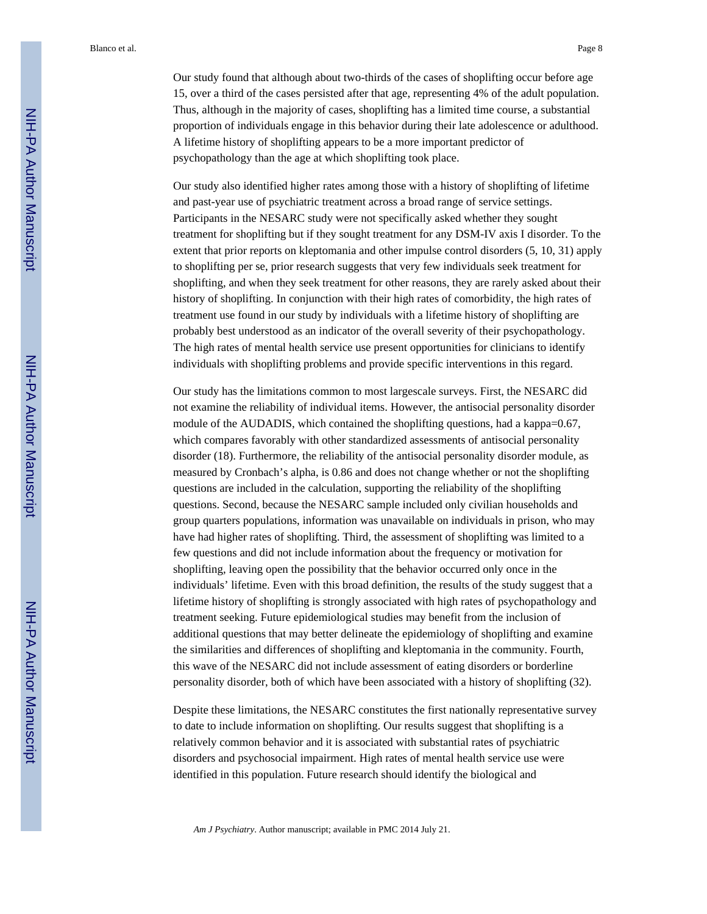Our study found that although about two-thirds of the cases of shoplifting occur before age 15, over a third of the cases persisted after that age, representing 4% of the adult population. Thus, although in the majority of cases, shoplifting has a limited time course, a substantial proportion of individuals engage in this behavior during their late adolescence or adulthood. A lifetime history of shoplifting appears to be a more important predictor of psychopathology than the age at which shoplifting took place.

Our study also identified higher rates among those with a history of shoplifting of lifetime and past-year use of psychiatric treatment across a broad range of service settings. Participants in the NESARC study were not specifically asked whether they sought treatment for shoplifting but if they sought treatment for any DSM-IV axis I disorder. To the extent that prior reports on kleptomania and other impulse control disorders (5, 10, 31) apply to shoplifting per se, prior research suggests that very few individuals seek treatment for shoplifting, and when they seek treatment for other reasons, they are rarely asked about their history of shoplifting. In conjunction with their high rates of comorbidity, the high rates of treatment use found in our study by individuals with a lifetime history of shoplifting are probably best understood as an indicator of the overall severity of their psychopathology. The high rates of mental health service use present opportunities for clinicians to identify individuals with shoplifting problems and provide specific interventions in this regard.

Our study has the limitations common to most largescale surveys. First, the NESARC did not examine the reliability of individual items. However, the antisocial personality disorder module of the AUDADIS, which contained the shoplifting questions, had a kappa=0.67, which compares favorably with other standardized assessments of antisocial personality disorder (18). Furthermore, the reliability of the antisocial personality disorder module, as measured by Cronbach's alpha, is 0.86 and does not change whether or not the shoplifting questions are included in the calculation, supporting the reliability of the shoplifting questions. Second, because the NESARC sample included only civilian households and group quarters populations, information was unavailable on individuals in prison, who may have had higher rates of shoplifting. Third, the assessment of shoplifting was limited to a few questions and did not include information about the frequency or motivation for shoplifting, leaving open the possibility that the behavior occurred only once in the individuals' lifetime. Even with this broad definition, the results of the study suggest that a lifetime history of shoplifting is strongly associated with high rates of psychopathology and treatment seeking. Future epidemiological studies may benefit from the inclusion of additional questions that may better delineate the epidemiology of shoplifting and examine the similarities and differences of shoplifting and kleptomania in the community. Fourth, this wave of the NESARC did not include assessment of eating disorders or borderline personality disorder, both of which have been associated with a history of shoplifting (32).

Despite these limitations, the NESARC constitutes the first nationally representative survey to date to include information on shoplifting. Our results suggest that shoplifting is a relatively common behavior and it is associated with substantial rates of psychiatric disorders and psychosocial impairment. High rates of mental health service use were identified in this population. Future research should identify the biological and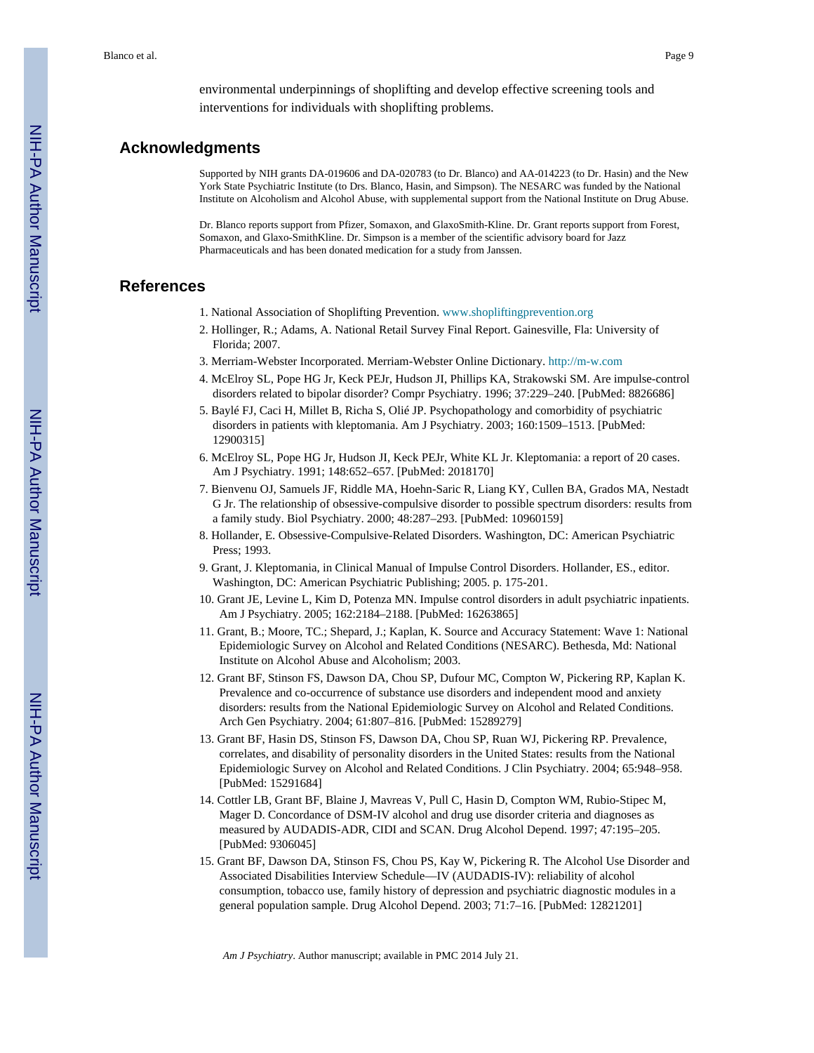environmental underpinnings of shoplifting and develop effective screening tools and interventions for individuals with shoplifting problems.

## Acknowledgments

Supported by NIH grants DA-019606 and DA-020783 (to Dr. Blanco) and AA-014223 (to Dr. Hasin) and the New York State Psychiatric Institute (to Drs. Blanco, Hasin, and Simpson). The NESARC was funded by the National Institute on Alcoholism and Alcohol Abuse, with supplemental support from the National Institute on Drug Abuse.

Dr. Blanco reports support from Pfizer, Somaxon, and GlaxoSmith-Kline. Dr. Grant reports support from Forest, Somaxon, and Glaxo-SmithKline. Dr. Simpson is a member of the scientific advisory board for Jazz Pharmaceuticals and has been donated medication for a study from Janssen.

## References

1. National Association of Shoplifting Prevention. www.shopliftingprevention.org
2. Hollinger, R.; Adams, A. National Retail Survey Final Report. Gainesville, Fla: University of Florida; 2007.
3. Merriam-Webster Incorporated. Merriam-Webster Online Dictionary. http://m-w.com
4. McElroy SL, Pope HG Jr, Keck PEJr, Hudson JI, Phillips KA, Strakowski SM. Are impulse-control disorders related to bipolar disorder? Compr Psychiatry. 1996; 37:229–240. [PubMed: 8826686]
5. Baylé FJ, Caci H, Millet B, Richa S, Olié JP. Psychopathology and comorbidity of psychiatric disorders in patients with kleptomania. Am J Psychiatry. 2003; 160:1509–1513. [PubMed: 12900315]
6. McElroy SL, Pope HG Jr, Hudson JI, Keck PEJr, White KL Jr. Kleptomania: a report of 20 cases. Am J Psychiatry. 1991; 148:652–657. [PubMed: 2018170]
7. Bienvenu OJ, Samuels JF, Riddle MA, Hoehn-Saric R, Liang KY, Cullen BA, Grados MA, Nestadt G Jr. The relationship of obsessive-compulsive disorder to possible spectrum disorders: results from a family study. Biol Psychiatry. 2000; 48:287–293. [PubMed: 10960159]
8. Hollander, E. Obsessive-Compulsive-Related Disorders. Washington, DC: American Psychiatric Press; 1993.
9. Grant, J. Kleptomania, in Clinical Manual of Impulse Control Disorders. Hollander, ES., editor. Washington, DC: American Psychiatric Publishing; 2005. p. 175-201.
10. Grant JE, Levine L, Kim D, Potenza MN. Impulse control disorders in adult psychiatric inpatients. Am J Psychiatry. 2005; 162:2184–2188. [PubMed: 16263865]
11. Grant, B.; Moore, TC.; Shepard, J.; Kaplan, K. Source and Accuracy Statement: Wave 1: National Epidemiologic Survey on Alcohol and Related Conditions (NESARC). Bethesda, Md: National Institute on Alcohol Abuse and Alcoholism; 2003.
12. Grant BF, Stinson FS, Dawson DA, Chou SP, Dufour MC, Compton W, Pickering RP, Kaplan K. Prevalence and co-occurrence of substance use disorders and independent mood and anxiety disorders: results from the National Epidemiologic Survey on Alcohol and Related Conditions. Arch Gen Psychiatry. 2004; 61:807–816. [PubMed: 15289279]
13. Grant BF, Hasin DS, Stinson FS, Dawson DA, Chou SP, Ruan WJ, Pickering RP. Prevalence, correlates, and disability of personality disorders in the United States: results from the National Epidemiologic Survey on Alcohol and Related Conditions. J Clin Psychiatry. 2004; 65:948–958. [PubMed: 15291684]
14. Cottler LB, Grant BF, Blaine J, Mavreas V, Pull C, Hasin D, Compton WM, Rubio-Stipec M, Mager D. Concordance of DSM-IV alcohol and drug use disorder criteria and diagnoses as measured by AUDADIS-ADR, CIDI and SCAN. Drug Alcohol Depend. 1997; 47:195–205. [PubMed: 9306045]
15. Grant BF, Dawson DA, Stinson FS, Chou PS, Kay W, Pickering R. The Alcohol Use Disorder and Associated Disabilities Interview Schedule—IV (AUDADIS-IV): reliability of alcohol consumption, tobacco use, family history of depression and psychiatric diagnostic modules in a general population sample. Drug Alcohol Depend. 2003; 71:7–16. [PubMed: 12821201]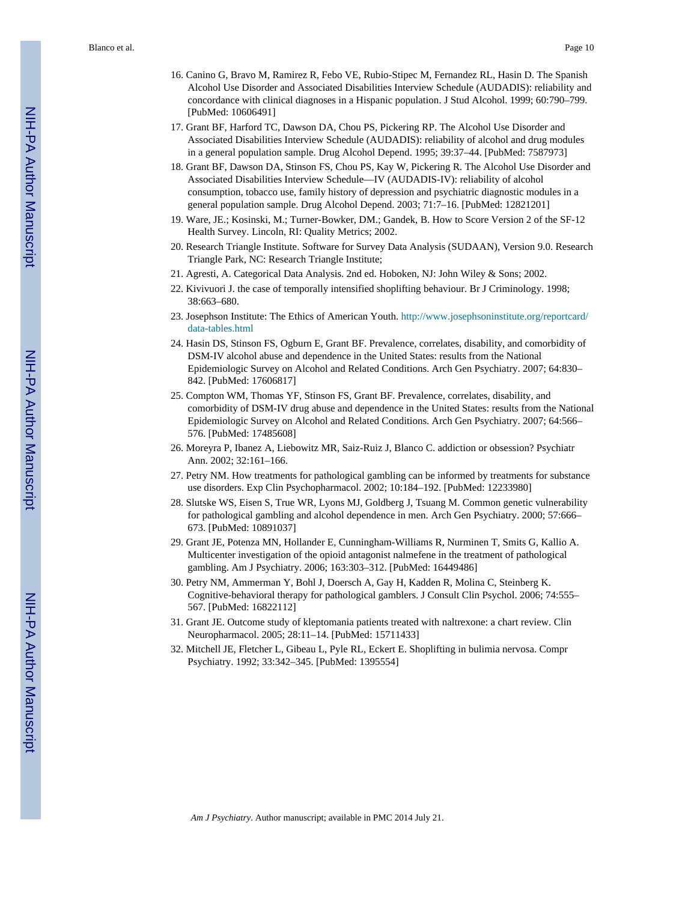16. Canino G, Bravo M, Ramirez R, Febo VE, Rubio-Stipec M, Fernandez RL, Hasin D. The Spanish Alcohol Use Disorder and Associated Disabilities Interview Schedule (AUDADIS): reliability and concordance with clinical diagnoses in a Hispanic population. J Stud Alcohol. 1999; 60:790–799. [PubMed: 10606491]
17. Grant BF, Harford TC, Dawson DA, Chou PS, Pickering RP. The Alcohol Use Disorder and Associated Disabilities Interview Schedule (AUDADIS): reliability of alcohol and drug modules in a general population sample. Drug Alcohol Depend. 1995; 39:37–44. [PubMed: 7587973]
18. Grant BF, Dawson DA, Stinson FS, Chou PS, Kay W, Pickering R. The Alcohol Use Disorder and Associated Disabilities Interview Schedule—IV (AUDADIS-IV): reliability of alcohol consumption, tobacco use, family history of depression and psychiatric diagnostic modules in a general population sample. Drug Alcohol Depend. 2003; 71:7–16. [PubMed: 12821201]
19. Ware, JE.; Kosinski, M.; Turner-Bowker, DM.; Gandek, B. How to Score Version 2 of the SF-12 Health Survey. Lincoln, RI: Quality Metrics; 2002.
20. Research Triangle Institute. Software for Survey Data Analysis (SUDAAN), Version 9.0. Research Triangle Park, NC: Research Triangle Institute;
21. Agresti, A. Categorical Data Analysis. 2nd ed. Hoboken, NJ: John Wiley & Sons; 2002.
22. Kivivuori J. the case of temporally intensified shoplifting behaviour. Br J Criminology. 1998; 38:663–680.
23. Josephson Institute: The Ethics of American Youth. http://www.josephsoninstitute.org/reportcard/data-tables.html
24. Hasin DS, Stinson FS, Ogburn E, Grant BF. Prevalence, correlates, disability, and comorbidity of DSM-IV alcohol abuse and dependence in the United States: results from the National Epidemiologic Survey on Alcohol and Related Conditions. Arch Gen Psychiatry. 2007; 64:830–842. [PubMed: 17606817]
25. Compton WM, Thomas YF, Stinson FS, Grant BF. Prevalence, correlates, disability, and comorbidity of DSM-IV drug abuse and dependence in the United States: results from the National Epidemiologic Survey on Alcohol and Related Conditions. Arch Gen Psychiatry. 2007; 64:566–576. [PubMed: 17485608]
26. Moreyra P, Ibanez A, Liebowitz MR, Saiz-Ruiz J, Blanco C. addiction or obsession? Psychiatr Ann. 2002; 32:161–166.
27. Petry NM. How treatments for pathological gambling can be informed by treatments for substance use disorders. Exp Clin Psychopharmacol. 2002; 10:184–192. [PubMed: 12233980]
28. Slutske WS, Eisen S, True WR, Lyons MJ, Goldberg J, Tsuang M. Common genetic vulnerability for pathological gambling and alcohol dependence in men. Arch Gen Psychiatry. 2000; 57:666–673. [PubMed: 10891037]
29. Grant JE, Potenza MN, Hollander E, Cunningham-Williams R, Nurminen T, Smits G, Kallio A. Multicenter investigation of the opioid antagonist nalmefene in the treatment of pathological gambling. Am J Psychiatry. 2006; 163:303–312. [PubMed: 16449486]
30. Petry NM, Ammerman Y, Bohl J, Doersch A, Gay H, Kadden R, Molina C, Steinberg K. Cognitive-behavioral therapy for pathological gamblers. J Consult Clin Psychol. 2006; 74:555–567. [PubMed: 16822112]
31. Grant JE. Outcome study of kleptomania patients treated with naltrexone: a chart review. Clin Neuropharmacol. 2005; 28:11–14. [PubMed: 15711433]
32. Mitchell JE, Fletcher L, Gibeau L, Pyle RL, Eckert E. Shoplifting in bulimia nervosa. Compr Psychiatry. 1992; 33:342–345. [PubMed: 1395554]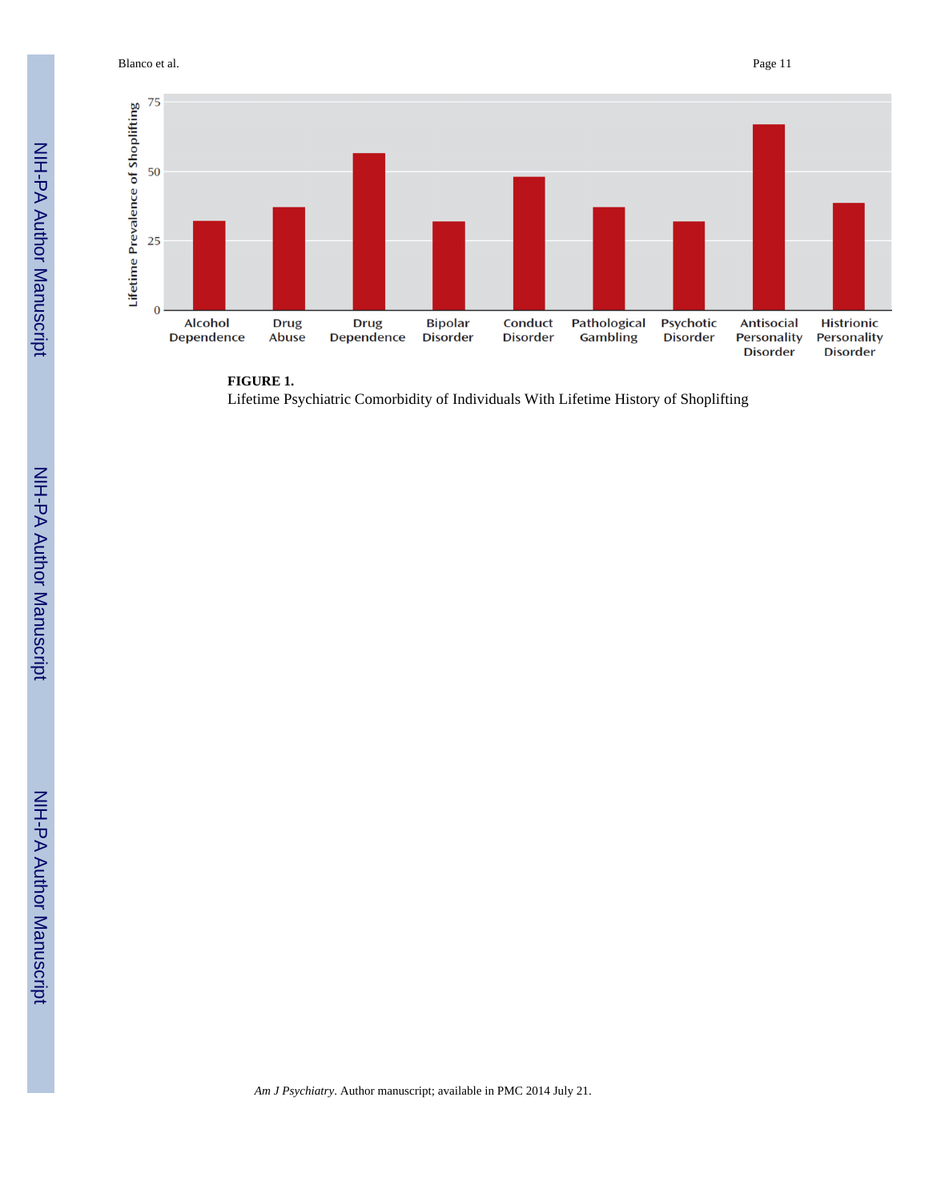**FIGURE 1.**

Lifetime Psychiatric Comorbidity of Individuals With Lifetime History of Shoplifting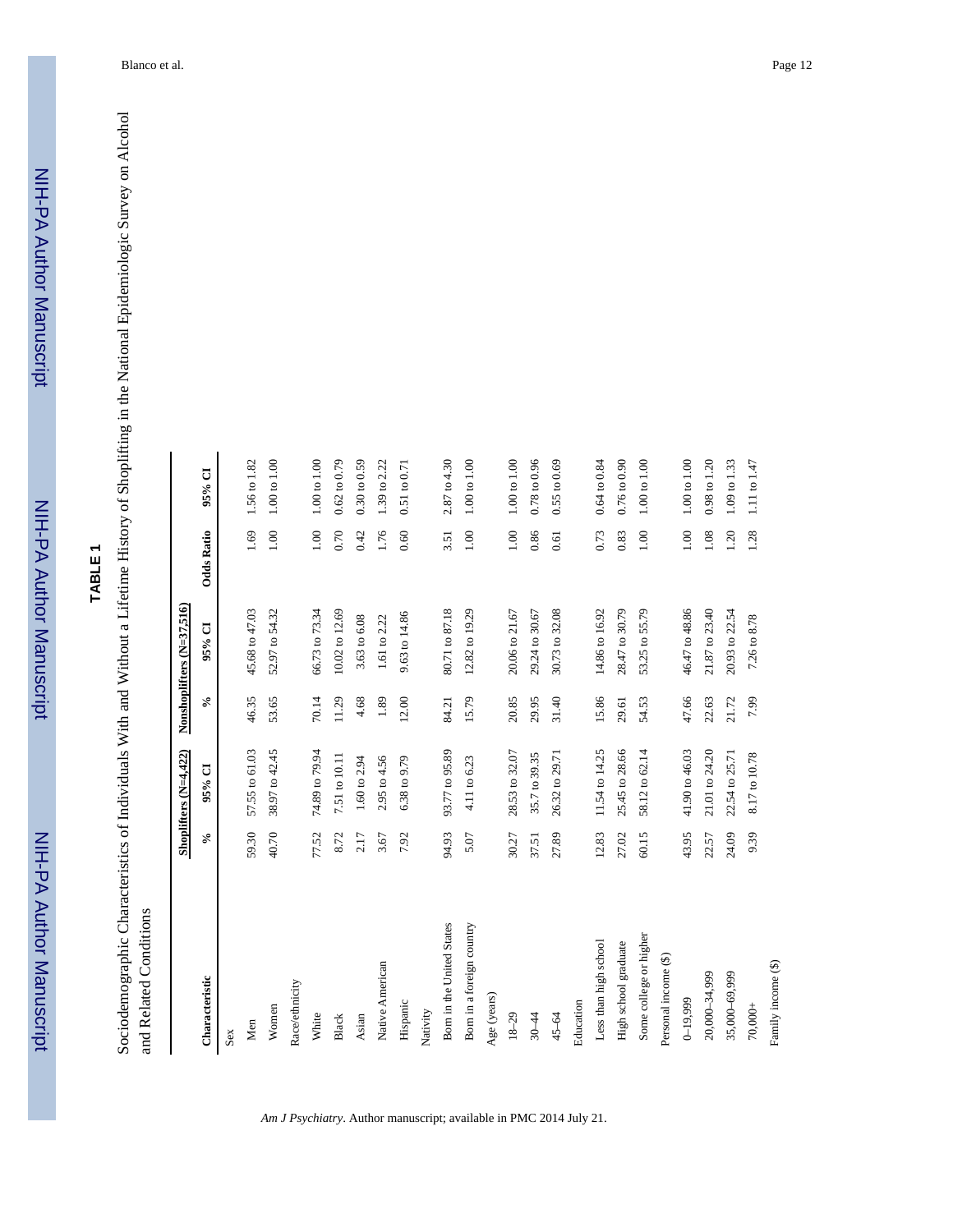## TABLE 1

Sociodemographic Characteristics of Individuals With and Without a Lifetime History of Shoplifting in the National Epidemiologic Survey on Alcohol and Related Conditions

| Characteristic | Shoplifters (N=4,422) | | Nonshoplifters (N=37,516) | | Odds Ratio | 95% CI |
|---|---|---|---|---|---|---|
| | % | 95% CI | % | 95% CI | | |
| Sex | | | | | | |
| Men | 59.30 | 57.55 to 61.03 | 46.35 | 45.68 to 47.03 | 1.69 | 1.56 to 1.82 |
| Women | 40.70 | 38.97 to 42.45 | 53.65 | 52.97 to 54.32 | 1.00 | 1.00 to 1.00 |
| Race/ethnicity | | | | | | |
| White | 77.52 | 74.89 to 79.94 | 70.14 | 66.73 to 73.34 | 1.00 | 1.00 to 1.00 |
| Black | 8.72 | 7.51 to 10.11 | 11.29 | 10.02 to 12.69 | 0.70 | 0.62 to 0.79 |
| Asian | 2.17 | 1.60 to 2.94 | 4.68 | 3.63 to 6.08 | 0.42 | 0.30 to 0.59 |
| Native American | 3.67 | 2.95 to 4.56 | 1.89 | 1.61 to 2.22 | 1.76 | 1.39 to 2.22 |
| Hispanic | 7.92 | 6.38 to 9.79 | 12.00 | 9.63 to 14.86 | 0.60 | 0.51 to 0.71 |
| Nativity | | | | | | |
| Born in the United States | 94.93 | 93.77 to 95.89 | 84.21 | 80.71 to 87.18 | 3.51 | 2.87 to 4.30 |
| Born in a foreign country | 5.07 | 4.11 to 6.23 | 15.79 | 12.82 to 19.29 | 1.00 | 1.00 to 1.00 |
| Age (years) | | | | | | |
| 18–29 | 30.27 | 28.53 to 32.07 | 20.85 | 20.06 to 21.67 | 1.00 | 1.00 to 1.00 |
| 30–44 | 37.51 | 35.7 to 39.35 | 29.95 | 29.24 to 30.67 | 0.86 | 0.78 to 0.96 |
| 45–64 | 27.89 | 26.32 to 29.71 | 31.40 | 30.73 to 32.08 | 0.61 | 0.55 to 0.69 |
| Education | | | | | | |
| Less than high school | 12.83 | 11.54 to 14.25 | 15.86 | 14.86 to 16.92 | 0.73 | 0.64 to 0.84 |
| High school graduate | 27.02 | 25.45 to 28.66 | 29.61 | 28.47 to 30.79 | 0.83 | 0.76 to 0.90 |
| Some college or higher | 60.15 | 58.12 to 62.14 | 54.53 | 53.25 to 55.79 | 1.00 | 1.00 to 1.00 |
| Personal income ($) | | | | | | |
| 0–19,999 | 43.95 | 41.90 to 46.03 | 47.66 | 46.47 to 48.86 | 1.00 | 1.00 to 1.00 |
| 20,000–34,999 | 22.57 | 21.01 to 24.20 | 22.63 | 21.87 to 23.40 | 1.08 | 0.98 to 1.20 |
| 35,000–69,999 | 24.09 | 22.54 to 25.71 | 21.72 | 20.93 to 22.54 | 1.20 | 1.09 to 1.33 |
| 70,000+ | 9.39 | 8.17 to 10.78 | 7.99 | 7.26 to 8.78 | 1.28 | 1.11 to 1.47 |
| Family income ($) | | | | | | |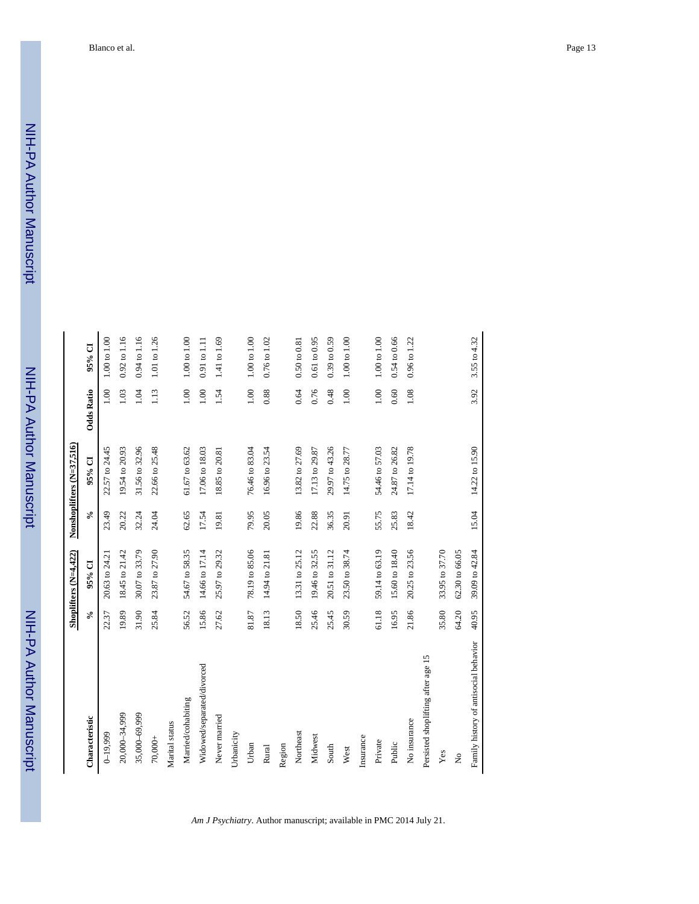| Characteristic | Shoplifters (N=4,422) | | Nonshoplifters (N=37,516) | | Odds Ratio | 95% CI |
|---|---|---|---|---|---|---|
| | % | 95% CI | % | 95% CI | | |
| 0–19,999 | 22.37 | 20.63 to 24.21 | 23.49 | 22.57 to 24.45 | 1.00 | 1.00 to 1.00 |
| 20,000–34,999 | 19.89 | 18.45 to 21.42 | 20.22 | 19.54 to 20.93 | 1.03 | 0.92 to 1.16 |
| 35,000–69,999 | 31.90 | 30.07 to 33.79 | 32.24 | 31.56 to 32.96 | 1.04 | 0.94 to 1.16 |
| 70,000+ | 25.84 | 23.87 to 27.90 | 24.04 | 22.66 to 25.48 | 1.13 | 1.01 to 1.26 |
| Marital status | | | | | | |
| Married/cohabiting | 56.52 | 54.67 to 58.35 | 62.65 | 61.67 to 63.62 | 1.00 | 1.00 to 1.00 |
| Widowed/separated/divorced | 15.86 | 14.66 to 17.14 | 17.54 | 17.06 to 18.03 | 1.00 | 0.91 to 1.11 |
| Never married | 27.62 | 25.97 to 29.32 | 19.81 | 18.85 to 20.81 | 1.54 | 1.41 to 1.69 |
| Urbanicity | | | | | | |
| Urban | 81.87 | 78.19 to 85.06 | 79.95 | 76.46 to 83.04 | 1.00 | 1.00 to 1.00 |
| Rural | 18.13 | 14.94 to 21.81 | 20.05 | 16.96 to 23.54 | 0.88 | 0.76 to 1.02 |
| Region | | | | | | |
| Northeast | 18.50 | 13.31 to 25.12 | 19.86 | 13.82 to 27.69 | 0.64 | 0.50 to 0.81 |
| Midwest | 25.46 | 19.46 to 32.55 | 22.88 | 17.13 to 29.87 | 0.76 | 0.61 to 0.95 |
| South | 25.45 | 20.51 to 31.12 | 36.35 | 29.97 to 43.26 | 0.48 | 0.39 to 0.59 |
| West | 30.59 | 23.50 to 38.74 | 20.91 | 14.75 to 28.77 | 1.00 | 1.00 to 1.00 |
| Insurance | | | | | | |
| Private | 61.18 | 59.14 to 63.19 | 55.75 | 54.46 to 57.03 | 1.00 | 1.00 to 1.00 |
| Public | 16.95 | 15.60 to 18.40 | 25.83 | 24.87 to 26.82 | 0.60 | 0.54 to 0.66 |
| No insurance | 21.86 | 20.25 to 23.56 | 18.42 | 17.14 to 19.78 | 1.08 | 0.96 to 1.22 |
| Persisted shoplifting after age 15 | | | | | | |
| Yes | 35.80 | 33.95 to 37.70 | | | | |
| No | 64.20 | 62.30 to 66.05 | | | | |
| Family history of antisocial behavior | 40.95 | 39.09 to 42.84 | 15.04 | 14.22 to 15.90 | 3.92 | 3.55 to 4.32 |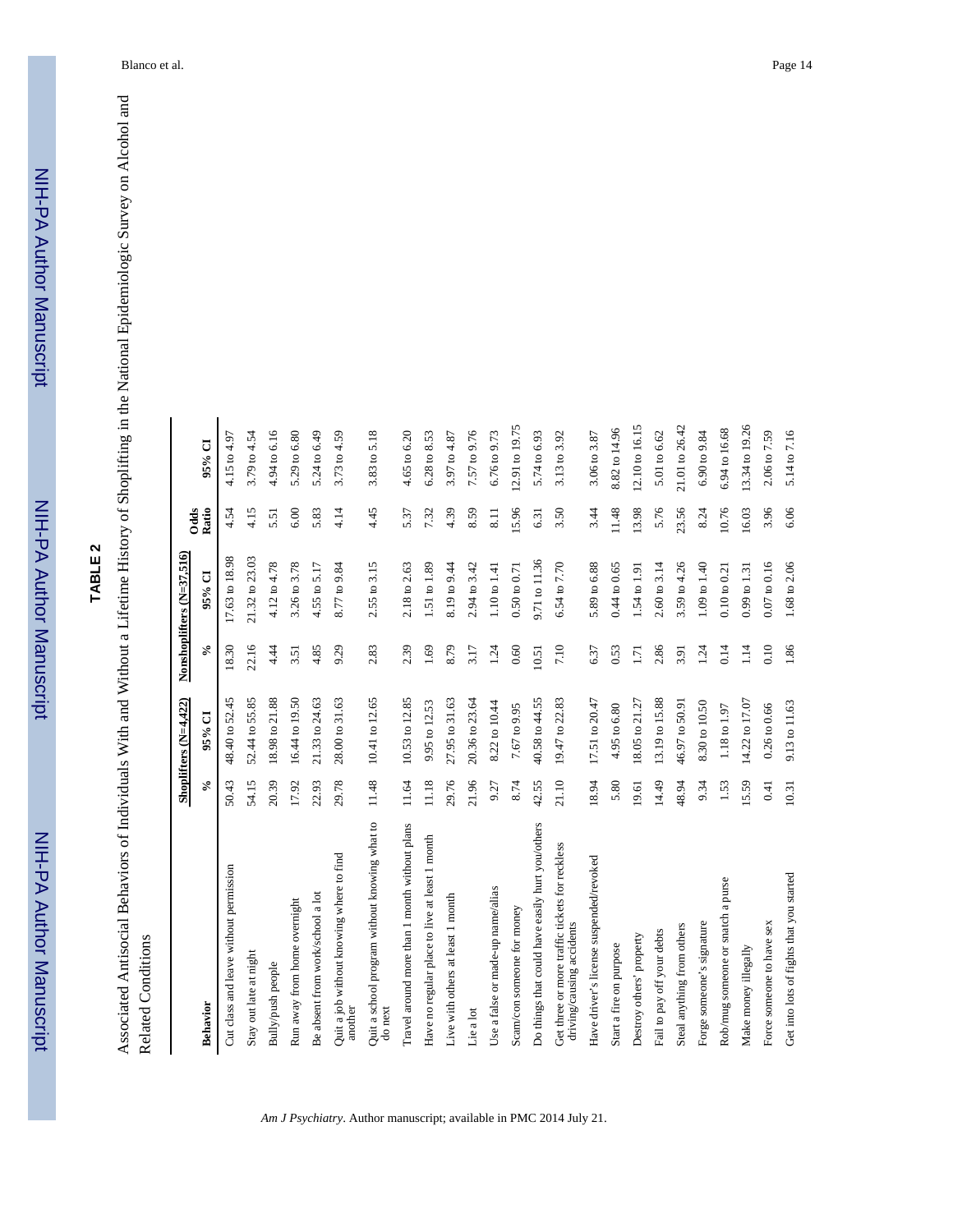## TABLE 2

Associated Antisocial Behaviors of Individuals With and Without a Lifetime History of Shoplifting in the National Epidemiologic Survey on Alcohol and Related Conditions

| Behavior | Shoplifters (N=4,422) | | Nonshoplifters (N=37,516) | | Odds Ratio | 95% CI |
|---|---|---|---|---|---|---|
| | % | 95% CI | % | 95% CI | | |
| Cut class and leave without permission | 50.43 | 48.40 to 52.45 | 18.30 | 17.63 to 18.98 | 4.54 | 4.15 to 4.97 |
| Stay out late at night | 54.15 | 52.44 to 55.85 | 22.16 | 21.32 to 23.03 | 4.15 | 3.79 to 4.54 |
| Bully/push people | 20.39 | 18.98 to 21.88 | 4.44 | 4.12 to 4.78 | 5.51 | 4.94 to 6.16 |
| Run away from home overnight | 17.92 | 16.44 to 19.50 | 3.51 | 3.26 to 3.78 | 6.00 | 5.29 to 6.80 |
| Be absent from work/school a lot | 22.93 | 21.33 to 24.63 | 4.85 | 4.55 to 5.17 | 5.83 | 5.24 to 6.49 |
| Quit a job without knowing where to find another | 29.78 | 28.00 to 31.63 | 9.29 | 8.77 to 9.84 | 4.14 | 3.73 to 4.59 |
| Quit a school program without knowing what to do next | 11.48 | 10.41 to 12.65 | 2.83 | 2.55 to 3.15 | 4.45 | 3.83 to 5.18 |
| Travel around more than 1 month without plans | 11.64 | 10.53 to 12.85 | 2.39 | 2.18 to 2.63 | 5.37 | 4.65 to 6.20 |
| Have no regular place to live at least 1 month | 11.18 | 9.95 to 12.53 | 1.69 | 1.51 to 1.89 | 7.32 | 6.28 to 8.53 |
| Live with others at least 1 month | 29.76 | 27.95 to 31.63 | 8.79 | 8.19 to 9.44 | 4.39 | 3.97 to 4.87 |
| Lie a lot | 21.96 | 20.36 to 23.64 | 3.17 | 2.94 to 3.42 | 8.59 | 7.57 to 9.76 |
| Use a false or made-up name/alias | 9.27 | 8.22 to 10.44 | 1.24 | 1.10 to 1.41 | 8.11 | 6.76 to 9.73 |
| Scam/con someone for money | 8.74 | 7.67 to 9.95 | 0.60 | 0.50 to 0.71 | 15.96 | 12.91 to 19.75 |
| Do things that could have easily hurt you/others | 42.55 | 40.58 to 44.55 | 10.51 | 9.71 to 11.36 | 6.31 | 5.74 to 6.93 |
| Get three or more traffic tickets for reckless driving/causing accidents | 21.10 | 19.47 to 22.83 | 7.10 | 6.54 to 7.70 | 3.50 | 3.13 to 3.92 |
| Have driver's license suspended/revoked | 18.94 | 17.51 to 20.47 | 6.37 | 5.89 to 6.88 | 3.44 | 3.06 to 3.87 |
| Start a fire on purpose | 5.80 | 4.95 to 6.80 | 0.53 | 0.44 to 0.65 | 11.48 | 8.82 to 14.96 |
| Destroy others' property | 19.61 | 18.05 to 21.27 | 1.71 | 1.54 to 1.91 | 13.98 | 12.10 to 16.15 |
| Fail to pay off your debts | 14.49 | 13.19 to 15.88 | 2.86 | 2.60 to 3.14 | 5.76 | 5.01 to 6.62 |
| Steal anything from others | 48.94 | 46.97 to 50.91 | 3.91 | 3.59 to 4.26 | 23.56 | 21.01 to 26.42 |
| Forge someone's signature | 9.34 | 8.30 to 10.50 | 1.24 | 1.09 to 1.40 | 8.24 | 6.90 to 9.84 |
| Rob/mug someone or snatch a purse | 1.53 | 1.18 to 1.97 | 0.14 | 0.10 to 0.21 | 10.76 | 6.94 to 16.68 |
| Make money illegally | 15.59 | 14.22 to 17.07 | 1.14 | 0.99 to 1.31 | 16.03 | 13.34 to 19.26 |
| Force someone to have sex | 0.41 | 0.26 to 0.66 | 0.10 | 0.07 to 0.16 | 3.96 | 2.06 to 7.59 |
| Get into lots of fights that you started | 10.31 | 9.13 to 11.63 | 1.86 | 1.68 to 2.06 | 6.06 | 5.14 to 7.16 |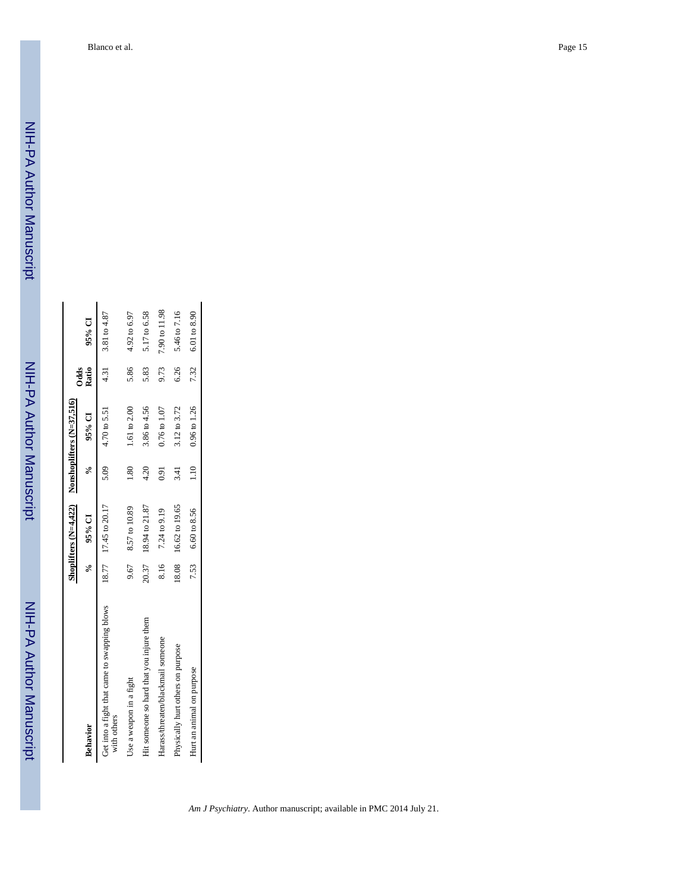| Behavior | Shoplifters (N=4,422) | | Nonshoplifters (N=37,516) | | Odds Ratio | 95% CI |
|---|---|---|---|---|---|---|
| | % | 95% CI | % | 95% CI | | |
| Get into a fight that came to swapping blows with others | 18.77 | 17.45 to 20.17 | 5.09 | 4.70 to 5.51 | 4.31 | 3.81 to 4.87 |
| Use a weapon in a fight | 9.67 | 8.57 to 10.89 | 1.80 | 1.61 to 2.00 | 5.86 | 4.92 to 6.97 |
| Hit someone so hard that you injure them | 20.37 | 18.94 to 21.87 | 4.20 | 3.86 to 4.56 | 5.83 | 5.17 to 6.58 |
| Harass/threaten/blackmail someone | 8.16 | 7.24 to 9.19 | 0.91 | 0.76 to 1.07 | 9.73 | 7.90 to 11.98 |
| Physically hurt others on purpose | 18.08 | 16.62 to 19.65 | 3.41 | 3.12 to 3.72 | 6.26 | 5.46 to 7.16 |
| Hurt an animal on purpose | 7.53 | 6.60 to 8.56 | 1.10 | 0.96 to 1.26 | 7.32 | 6.01 to 8.90 |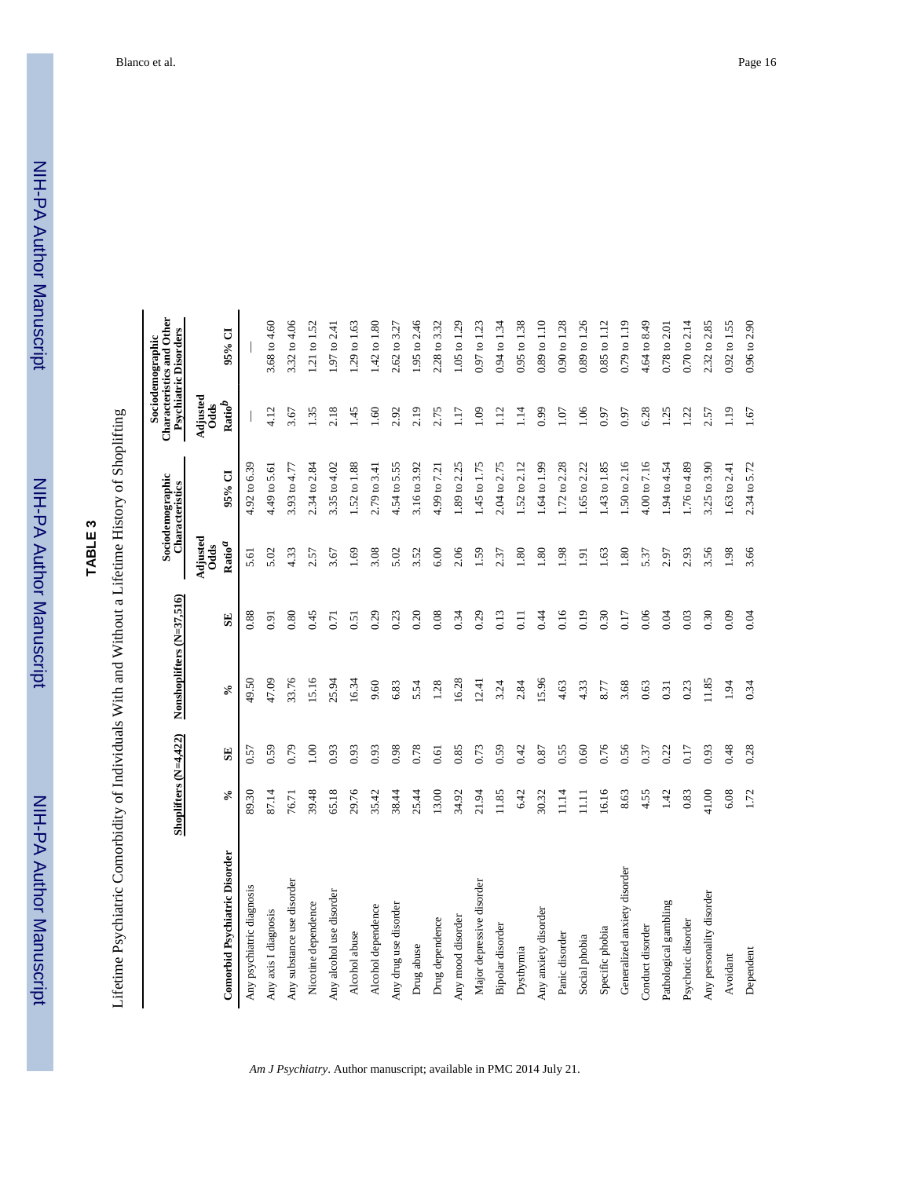# TABLE 3

Lifetime Psychiatric Comorbidity of Individuals With and Without a Lifetime History of Shoplifting

| Comorbid Psychiatric Disorder | Shoplifters (N=4,422) | | Nonshoplifters (N=37,516) | | Sociodemographic Characteristics | | Sociodemographic Characteristics and Other Psychiatric Disorders | |
|---|---|---|---|---|---|---|---|---|
| | % | SE | % | SE | Adjusted Odds Ratio[a] | 95% CI | Adjusted Odds Ratio[b] | 95% CI |
| Any psychiatric diagnosis | 89.30 | 0.57 | 49.50 | 0.88 | 5.61 | 4.92 to 6.39 | — | — |
| Any axis I diagnosis | 87.14 | 0.59 | 47.09 | 0.91 | 5.02 | 4.49 to 5.61 | 4.12 | 3.68 to 4.60 |
| Any substance use disorder | 76.71 | 0.79 | 33.76 | 0.80 | 4.33 | 3.93 to 4.77 | 3.67 | 3.32 to 4.06 |
| Nicotine dependence | 39.48 | 1.00 | 15.16 | 0.45 | 2.57 | 2.34 to 2.84 | 1.35 | 1.21 to 1.52 |
| Any alcohol use disorder | 65.18 | 0.93 | 25.94 | 0.71 | 3.67 | 3.35 to 4.02 | 2.18 | 1.97 to 2.41 |
| Alcohol abuse | 29.76 | 0.93 | 16.34 | 0.51 | 1.69 | 1.52 to 1.88 | 1.45 | 1.29 to 1.63 |
| Alcohol dependence | 35.42 | 0.93 | 9.60 | 0.29 | 3.08 | 2.79 to 3.41 | 1.60 | 1.42 to 1.80 |
| Any drug use disorder | 38.44 | 0.98 | 6.83 | 0.23 | 5.02 | 4.54 to 5.55 | 2.92 | 2.62 to 3.27 |
| Drug abuse | 25.44 | 0.78 | 5.54 | 0.20 | 3.52 | 3.16 to 3.92 | 2.19 | 1.95 to 2.46 |
| Drug dependence | 13.00 | 0.61 | 1.28 | 0.08 | 6.00 | 4.99 to 7.21 | 2.75 | 2.28 to 3.32 |
| Any mood disorder | 34.92 | 0.85 | 16.28 | 0.34 | 2.06 | 1.89 to 2.25 | 1.17 | 1.05 to 1.29 |
| Major depressive disorder | 21.94 | 0.73 | 12.41 | 0.29 | 1.59 | 1.45 to 1.75 | 1.09 | 0.97 to 1.23 |
| Bipolar disorder | 11.85 | 0.59 | 3.24 | 0.13 | 2.37 | 2.04 to 2.75 | 1.12 | 0.94 to 1.34 |
| Dysthymia | 6.42 | 0.42 | 2.84 | 0.11 | 1.80 | 1.52 to 2.12 | 1.14 | 0.95 to 1.38 |
| Any anxiety disorder | 30.32 | 0.87 | 15.96 | 0.44 | 1.80 | 1.64 to 1.99 | 0.99 | 0.89 to 1.10 |
| Panic disorder | 11.14 | 0.55 | 4.63 | 0.16 | 1.98 | 1.72 to 2.28 | 1.07 | 0.90 to 1.28 |
| Social phobia | 11.11 | 0.60 | 4.33 | 0.19 | 1.91 | 1.65 to 2.22 | 1.06 | 0.89 to 1.26 |
| Specific phobia | 16.16 | 0.76 | 8.77 | 0.30 | 1.63 | 1.43 to 1.85 | 0.97 | 0.85 to 1.12 |
| Generalized anxiety disorder | 8.63 | 0.56 | 3.68 | 0.17 | 1.80 | 1.50 to 2.16 | 0.97 | 0.79 to 1.19 |
| Conduct disorder | 4.55 | 0.37 | 0.63 | 0.06 | 5.37 | 4.00 to 7.16 | 6.28 | 4.64 to 8.49 |
| Pathological gambling | 1.42 | 0.22 | 0.31 | 0.04 | 2.97 | 1.94 to 4.54 | 1.25 | 0.78 to 2.01 |
| Psychotic disorder | 0.83 | 0.17 | 0.23 | 0.03 | 2.93 | 1.76 to 4.89 | 1.22 | 0.70 to 2.14 |
| Any personality disorder | 41.00 | 0.93 | 11.85 | 0.30 | 3.56 | 3.25 to 3.90 | 2.57 | 2.32 to 2.85 |
| Avoidant | 6.08 | 0.48 | 1.94 | 0.09 | 1.98 | 1.63 to 2.41 | 1.19 | 0.92 to 1.55 |
| Dependent | 1.72 | 0.28 | 0.34 | 0.04 | 3.66 | 2.34 to 5.72 | 1.67 | 0.96 to 2.90 |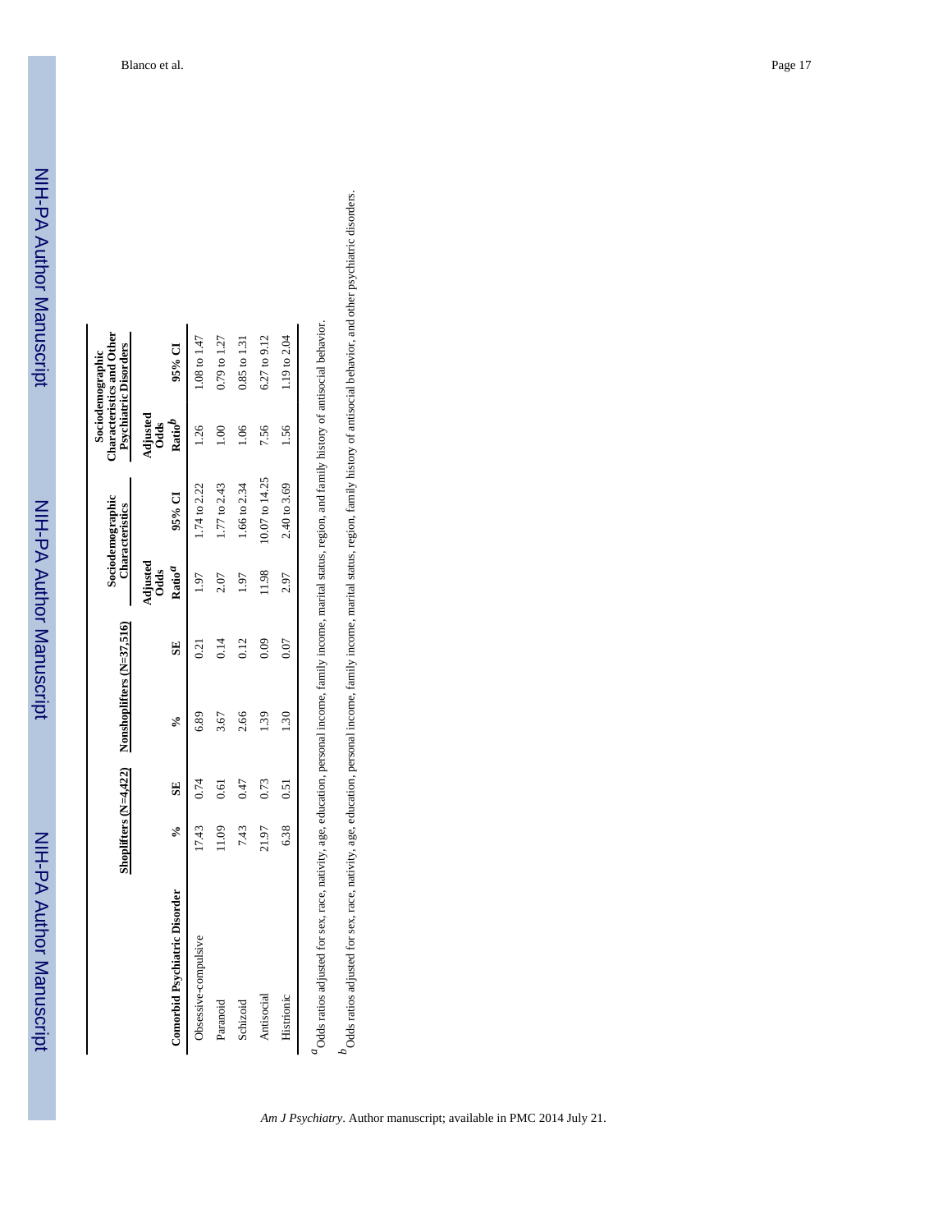| Comorbid Psychiatric Disorder | Shoplifters (N=4,422) | | Nonshoplifters (N=37,516) | | Sociodemographic Characteristics | | Sociodemographic Characteristics and Other Psychiatric Disorders | |
|---|---|---|---|---|---|---|---|---|
| | % | SE | % | SE | Adjusted Odds Ratio[a] | 95% CI | Adjusted Odds Ratio[b] | 95% CI |
| Obsessive-compulsive | 17.43 | 0.74 | 6.89 | 0.21 | 1.97 | 1.74 to 2.22 | 1.26 | 1.08 to 1.47 |
| Paranoid | 11.09 | 0.61 | 3.67 | 0.14 | 2.07 | 1.77 to 2.43 | 1.00 | 0.79 to 1.27 |
| Schizoid | 7.43 | 0.47 | 2.66 | 0.12 | 1.97 | 1.66 to 2.34 | 1.06 | 0.85 to 1.31 |
| Antisocial | 21.97 | 0.73 | 1.39 | 0.09 | 11.98 | 10.07 to 14.25 | 7.56 | 6.27 to 9.12 |
| Histrionic | 6.38 | 0.51 | 1.30 | 0.07 | 2.97 | 2.40 to 3.69 | 1.56 | 1.19 to 2.04 |

[a]Odds ratios adjusted for sex, race, nativity, age, education, personal income, family income, marital status, region, and family history of antisocial behavior.

[b]Odds ratios adjusted for sex, race, nativity, age, education, personal income, family income, marital status, region, family history of antisocial behavior, and other psychiatric disorders.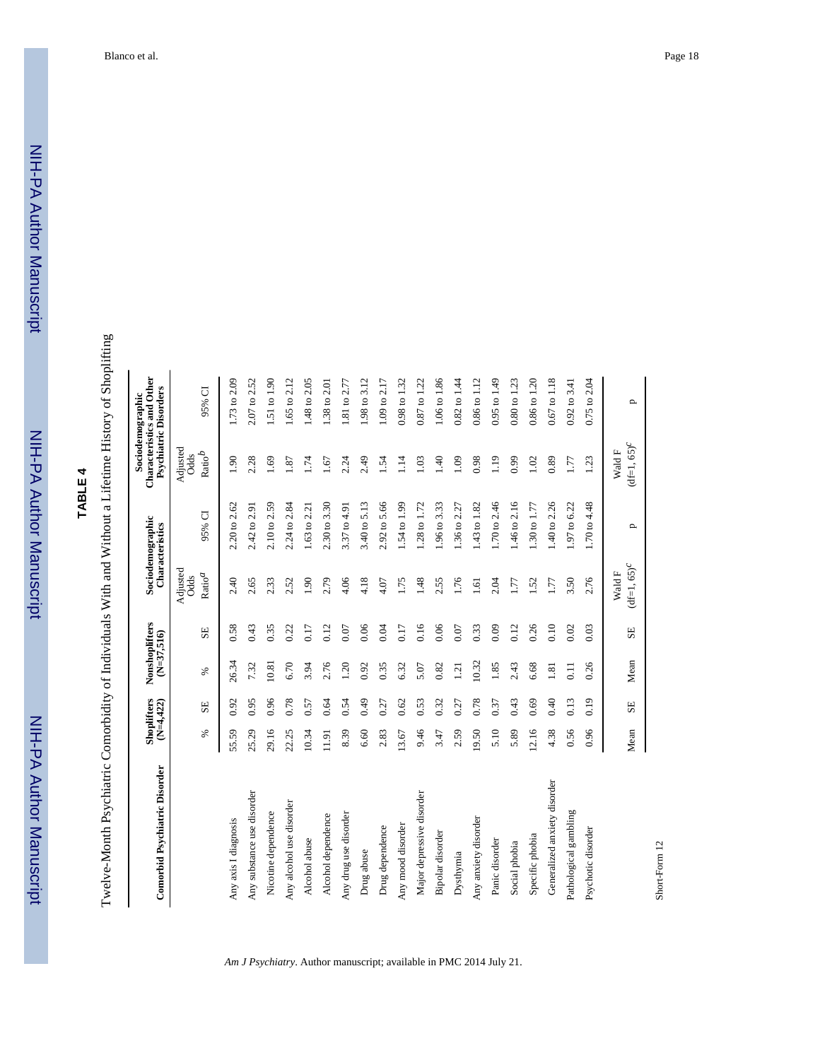# TABLE 4

Twelve-Month Psychiatric Comorbidity of Individuals With and Without a Lifetime History of Shoplifting

| Comorbid Psychiatric Disorder | Shoplifters (N=4,422) | | Nonshoplifters (N=37,516) | | Sociodemographic Characteristics | | Sociodemographic Characteristics and Other Psychiatric Disorders | |
|---|---|---|---|---|---|---|---|---|
| | % | SE | % | SE | Adjusted Odds Ratio[a] | 95% CI | Adjusted Odds Ratio[b] | 95% CI |
| Any axis I diagnosis | 55.59 | 0.92 | 26.34 | 0.58 | 2.40 | 2.20 to 2.62 | 1.90 | 1.73 to 2.09 |
| Any substance use disorder | 25.29 | 0.95 | 7.32 | 0.43 | 2.65 | 2.42 to 2.91 | 2.28 | 2.07 to 2.52 |
| Nicotine dependence | 29.16 | 0.96 | 10.81 | 0.35 | 2.33 | 2.10 to 2.59 | 1.69 | 1.51 to 1.90 |
| Any alcohol use disorder | 22.25 | 0.78 | 6.70 | 0.22 | 2.52 | 2.24 to 2.84 | 1.87 | 1.65 to 2.12 |
| Alcohol abuse | 10.34 | 0.57 | 3.94 | 0.17 | 1.90 | 1.63 to 2.21 | 1.74 | 1.48 to 2.05 |
| Alcohol dependence | 11.91 | 0.64 | 2.76 | 0.12 | 2.79 | 2.30 to 3.30 | 1.67 | 1.38 to 2.01 |
| Any drug use disorder | 8.39 | 0.54 | 1.20 | 0.07 | 4.06 | 3.37 to 4.91 | 2.24 | 1.81 to 2.77 |
| Drug abuse | 6.60 | 0.49 | 0.92 | 0.06 | 4.18 | 3.40 to 5.13 | 2.49 | 1.98 to 3.12 |
| Drug dependence | 2.83 | 0.27 | 0.35 | 0.04 | 4.07 | 2.92 to 5.66 | 1.54 | 1.09 to 2.17 |
| Any mood disorder | 13.67 | 0.62 | 6.32 | 0.17 | 1.75 | 1.54 to 1.99 | 1.14 | 0.98 to 1.32 |
| Major depressive disorder | 9.46 | 0.53 | 5.07 | 0.16 | 1.48 | 1.28 to 1.72 | 1.03 | 0.87 to 1.22 |
| Bipolar disorder | 3.47 | 0.32 | 0.82 | 0.06 | 2.55 | 1.96 to 3.33 | 1.40 | 1.06 to 1.86 |
| Dysthymia | 2.59 | 0.27 | 1.21 | 0.07 | 1.76 | 1.36 to 2.27 | 1.09 | 0.82 to 1.44 |
| Any anxiety disorder | 19.50 | 0.78 | 10.32 | 0.33 | 1.61 | 1.43 to 1.82 | 0.98 | 0.86 to 1.12 |
| Panic disorder | 5.10 | 0.37 | 1.85 | 0.09 | 2.04 | 1.70 to 2.46 | 1.19 | 0.95 to 1.49 |
| Social phobia | 5.89 | 0.43 | 2.43 | 0.12 | 1.77 | 1.46 to 2.16 | 0.99 | 0.80 to 1.23 |
| Specific phobia | 12.16 | 0.69 | 6.68 | 0.26 | 1.52 | 1.30 to 1.77 | 1.02 | 0.86 to 1.20 |
| Generalized anxiety disorder | 4.38 | 0.40 | 1.81 | 0.10 | 1.77 | 1.40 to 2.26 | 0.89 | 0.67 to 1.18 |
| Pathological gambling | 0.56 | 0.13 | 0.11 | 0.02 | 3.50 | 1.97 to 6.22 | 1.77 | 0.92 to 3.41 |
| Psychotic disorder | 0.96 | 0.19 | 0.26 | 0.03 | 2.76 | 1.70 to 4.48 | 1.23 | 0.75 to 2.04 |
| | Mean | SE | Mean | SE | Wald F (df=1, 65)[c] | p | Wald F (df=1, 65)[c] | p |
| Short-Form 12 | | | | | | | | |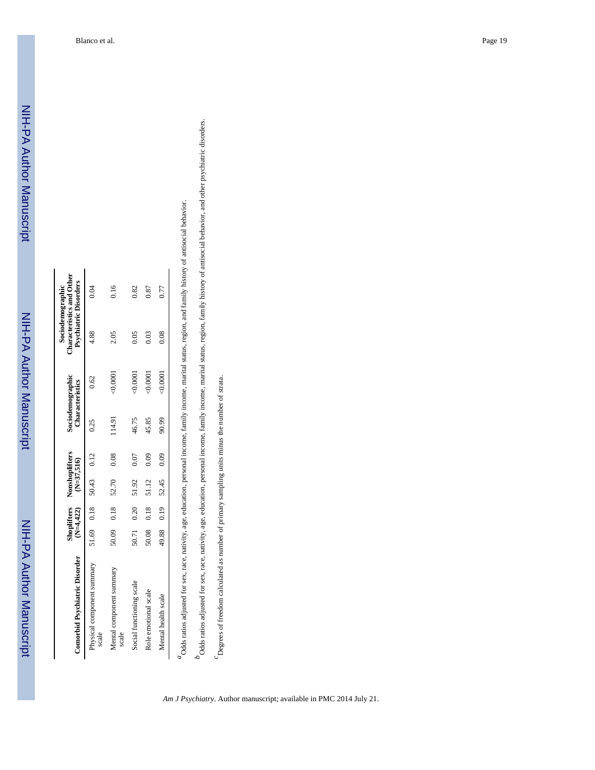| Comorbid Psychiatric Disorder | Shoplifters (N=4,422) | | Nonshoplifters (N=37,516) | | Sociodemographic Characteristics | | Sociodemographic Characteristics and Other Psychiatric Disorders | |
|---|---|---|---|---|---|---|---|---|
| Physical component summary scale | 51.69 | 0.18 | 50.43 | 0.12 | 0.25 | 0.62 | 4.88 | 0.04 |
| Mental component summary scale | 50.09 | 0.18 | 52.70 | 0.08 | 114.91 | <0.0001 | 2.05 | 0.16 |
| Social functioning scale | 50.71 | 0.20 | 51.92 | 0.07 | 46.75 | <0.0001 | 0.05 | 0.82 |
| Role emotional scale | 50.08 | 0.18 | 51.12 | 0.09 | 45.85 | <0.0001 | 0.03 | 0.87 |
| Mental health scale | 49.88 | 0.19 | 52.45 | 0.09 | 90.99 | <0.0001 | 0.08 | 0.77 |

[a]Odds ratios adjusted for sex, race, nativity, age, education, personal income, family income, marital status, region, and family history of antisocial behavior.

[b]Odds ratios adjusted for sex, race, nativity, age, education, personal income, family income, marital status, region, family history of antisocial behavior, and other psychiatric disorders.

[c]Degrees of freedom calculated as number of primary sampling units minus the number of strata.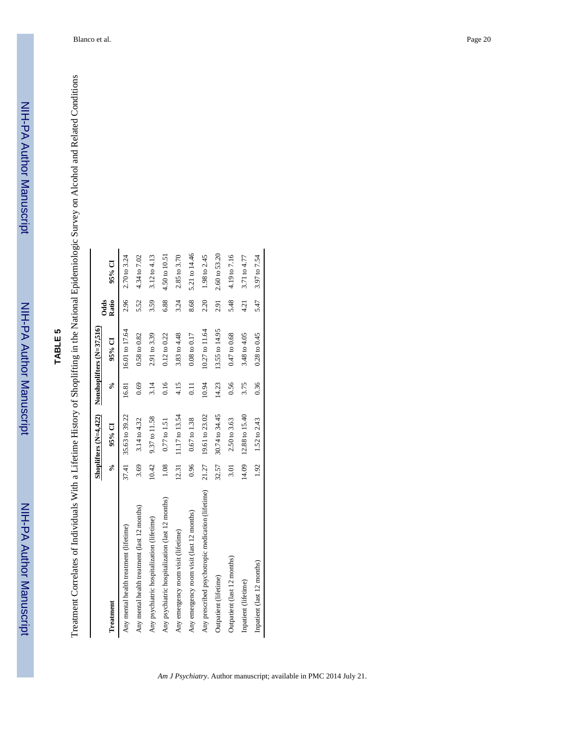# TABLE 5

Treatment Correlates of Individuals With a Lifetime History of Shoplifting in the National Epidemiologic Survey on Alcohol and Related Conditions

| Treatment | Shoplifters (N=4,422) | | Nonshoplifters (N=37,516) | | Odds Ratio | 95% CI |
|---|---|---|---|---|---|---|
| | % | 95% CI | % | 95% CI | | |
| Any mental health treatment (lifetime) | 37.41 | 35.63 to 39.22 | 16.81 | 16.01 to 17.64 | 2.96 | 2.70 to 3.24 |
| Any mental health treatment (last 12 months) | 3.69 | 3.14 to 4.32 | 0.69 | 0.58 to 0.82 | 5.52 | 4.34 to 7.02 |
| Any psychiatric hospitalization (lifetime) | 10.42 | 9.37 to 11.58 | 3.14 | 2.91 to 3.39 | 3.59 | 3.12 to 4.13 |
| Any psychiatric hospitalization (last 12 months) | 1.08 | 0.77 to 1.51 | 0.16 | 0.12 to 0.22 | 6.88 | 4.50 to 10.51 |
| Any emergency room visit (lifetime) | 12.31 | 11.17 to 13.54 | 4.15 | 3.83 to 4.48 | 3.24 | 2.85 to 3.70 |
| Any emergency room visit (last 12 months) | 0.96 | 0.67 to 1.38 | 0.11 | 0.08 to 0.17 | 8.68 | 5.21 to 14.46 |
| Any prescribed psychotropic medication (lifetime) | 21.27 | 19.61 to 23.02 | 10.94 | 10.27 to 11.64 | 2.20 | 1.98 to 2.45 |
| Outpatient (lifetime) | 32.57 | 30.74 to 34.45 | 14.23 | 13.55 to 14.95 | 2.91 | 2.60 to 53.20 |
| Outpatient (last 12 months) | 3.01 | 2.50 to 3.63 | 0.56 | 0.47 to 0.68 | 5.48 | 4.19 to 7.16 |
| Inpatient (lifetime) | 14.09 | 12.88 to 15.40 | 3.75 | 3.48 to 4.05 | 4.21 | 3.71 to 4.77 |
| Inpatient (last 12 months) | 1.92 | 1.52 to 2.43 | 0.36 | 0.28 to 0.45 | 5.47 | 3.97 to 7.54 |